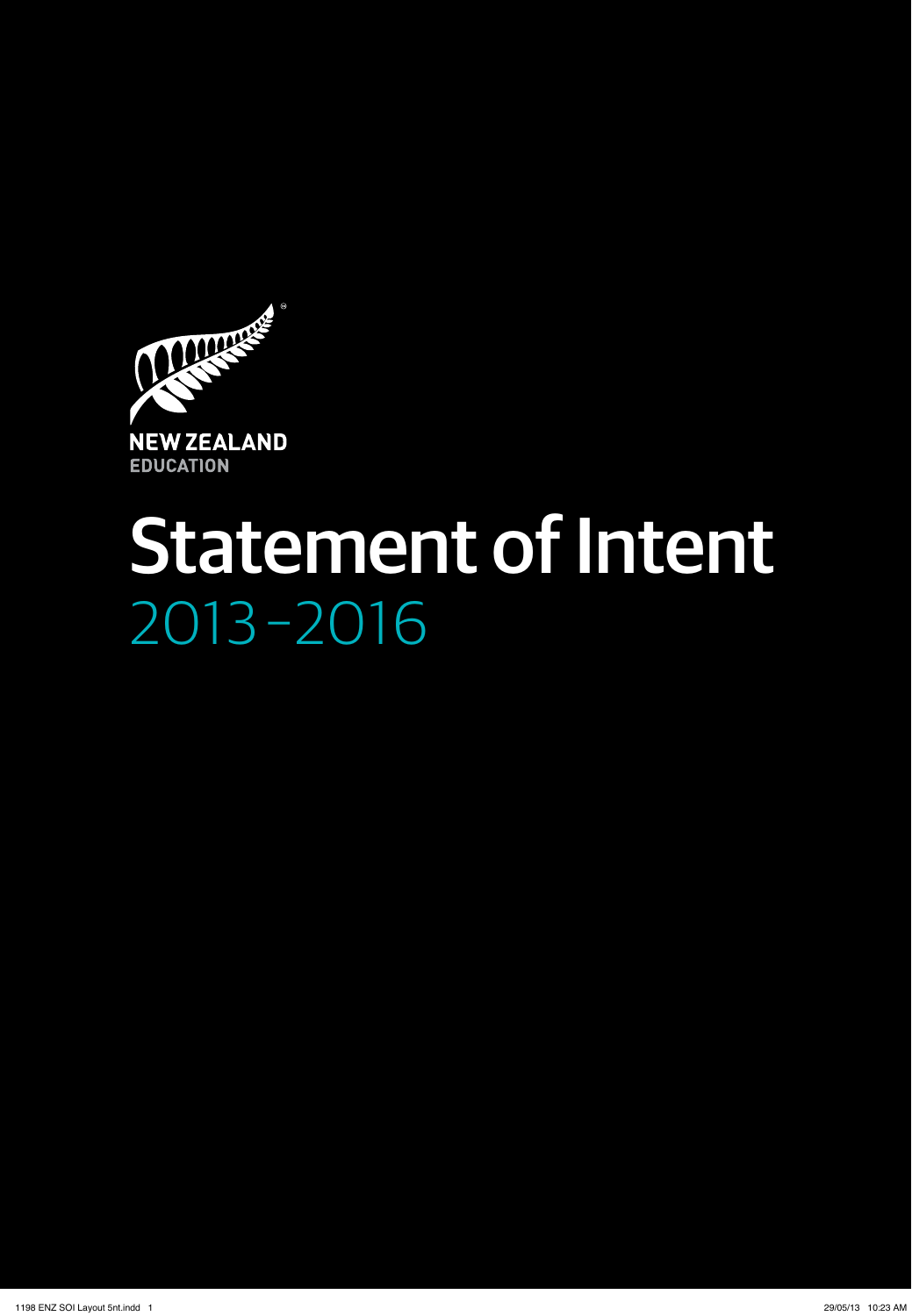NEW ZEALAND
EDUCATION

# Statement of Intent

## 2013–2016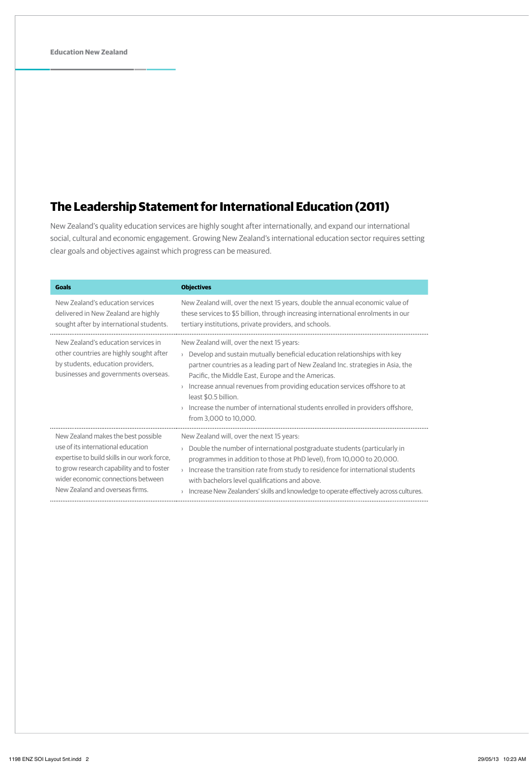# The Leadership Statement for International Education (2011)

New Zealand's quality education services are highly sought after internationally, and expand our international social, cultural and economic engagement. Growing New Zealand's international education sector requires setting clear goals and objectives against which progress can be measured.

| Goals | Objectives |
| --- | --- |
| New Zealand's education services delivered in New Zealand are highly sought after by international students. | New Zealand will, over the next 15 years, double the annual economic value of these services to $5 billion, through increasing international enrolments in our tertiary institutions, private providers, and schools. |
| New Zealand's education services in other countries are highly sought after by students, education providers, businesses and governments overseas. | New Zealand will, over the next 15 years:<br>› Develop and sustain mutually beneficial education relationships with key partner countries as a leading part of New Zealand Inc. strategies in Asia, the Pacific, the Middle East, Europe and the Americas.<br>› Increase annual revenues from providing education services offshore to at least $0.5 billion.<br>› Increase the number of international students enrolled in providers offshore, from 3,000 to 10,000. |
| New Zealand makes the best possible use of its international education expertise to build skills in our work force, to grow research capability and to foster wider economic connections between New Zealand and overseas firms. | New Zealand will, over the next 15 years:<br>› Double the number of international postgraduate students (particularly in programmes in addition to those at PhD level), from 10,000 to 20,000.<br>› Increase the transition rate from study to residence for international students with bachelors level qualifications and above.<br>› Increase New Zealanders' skills and knowledge to operate effectively across cultures. |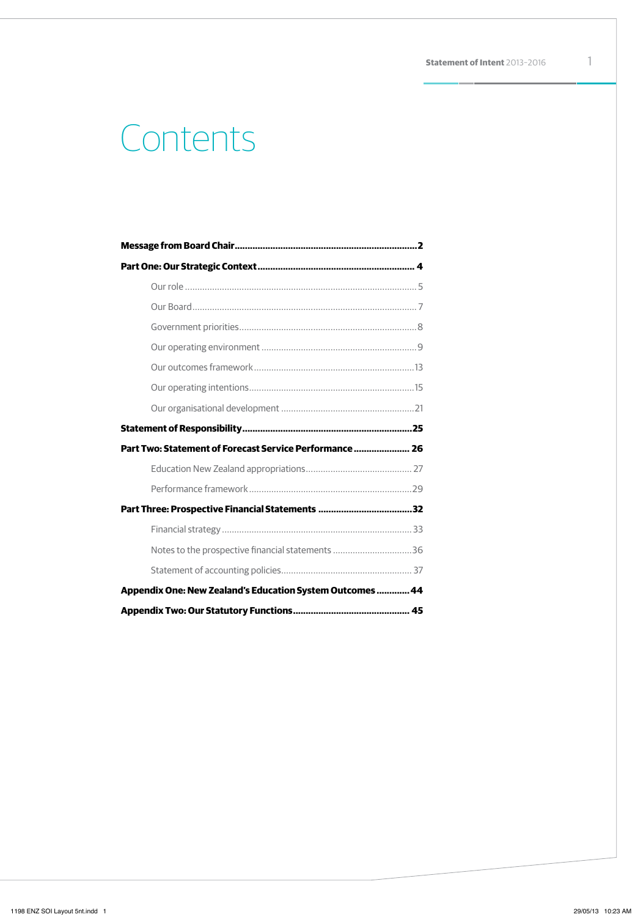# Contents

**Message from Board Chair** .......... **2**

**Part One: Our Strategic Context** .......... **4**

- Our role .......... 5
- Our Board .......... 7
- Government priorities .......... 8
- Our operating environment .......... 9
- Our outcomes framework .......... 13
- Our operating intentions .......... 15
- Our organisational development .......... 21

**Statement of Responsibility** .......... **25**

**Part Two: Statement of Forecast Service Performance** .......... **26**

- Education New Zealand appropriations .......... 27
- Performance framework .......... 29

**Part Three: Prospective Financial Statements** .......... **32**

- Financial strategy .......... 33
- Notes to the prospective financial statements .......... 36
- Statement of accounting policies .......... 37

**Appendix One: New Zealand's Education System Outcomes** .......... **44**

**Appendix Two: Our Statutory Functions** .......... **45**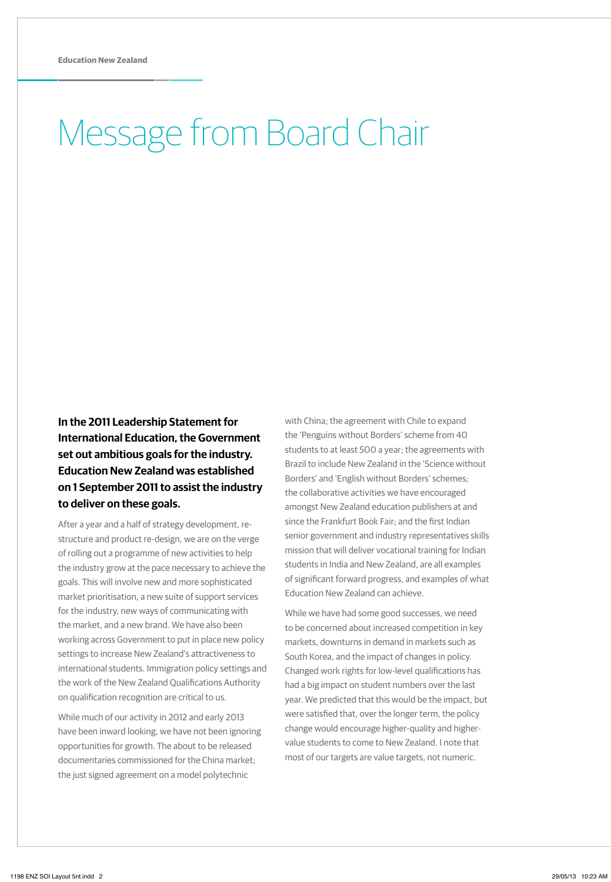# Message from Board Chair

**In the 2011 Leadership Statement for International Education, the Government set out ambitious goals for the industry. Education New Zealand was established on 1 September 2011 to assist the industry to deliver on these goals.**

After a year and a half of strategy development, re-structure and product re-design, we are on the verge of rolling out a programme of new activities to help the industry grow at the pace necessary to achieve the goals. This will involve new and more sophisticated market prioritisation, a new suite of support services for the industry, new ways of communicating with the market, and a new brand. We have also been working across Government to put in place new policy settings to increase New Zealand's attractiveness to international students. Immigration policy settings and the work of the New Zealand Qualifications Authority on qualification recognition are critical to us.

While much of our activity in 2012 and early 2013 have been inward looking, we have not been ignoring opportunities for growth. The about to be released documentaries commissioned for the China market; the just signed agreement on a model polytechnic with China; the agreement with Chile to expand the 'Penguins without Borders' scheme from 40 students to at least 500 a year; the agreements with Brazil to include New Zealand in the 'Science without Borders' and 'English without Borders' schemes; the collaborative activities we have encouraged amongst New Zealand education publishers at and since the Frankfurt Book Fair; and the first Indian senior government and industry representatives skills mission that will deliver vocational training for Indian students in India and New Zealand, are all examples of significant forward progress, and examples of what Education New Zealand can achieve.

While we have had some good successes, we need to be concerned about increased competition in key markets, downturns in demand in markets such as South Korea, and the impact of changes in policy. Changed work rights for low-level qualifications has had a big impact on student numbers over the last year. We predicted that this would be the impact, but were satisfied that, over the longer term, the policy change would encourage higher-quality and higher-value students to come to New Zealand. I note that most of our targets are value targets, not numeric.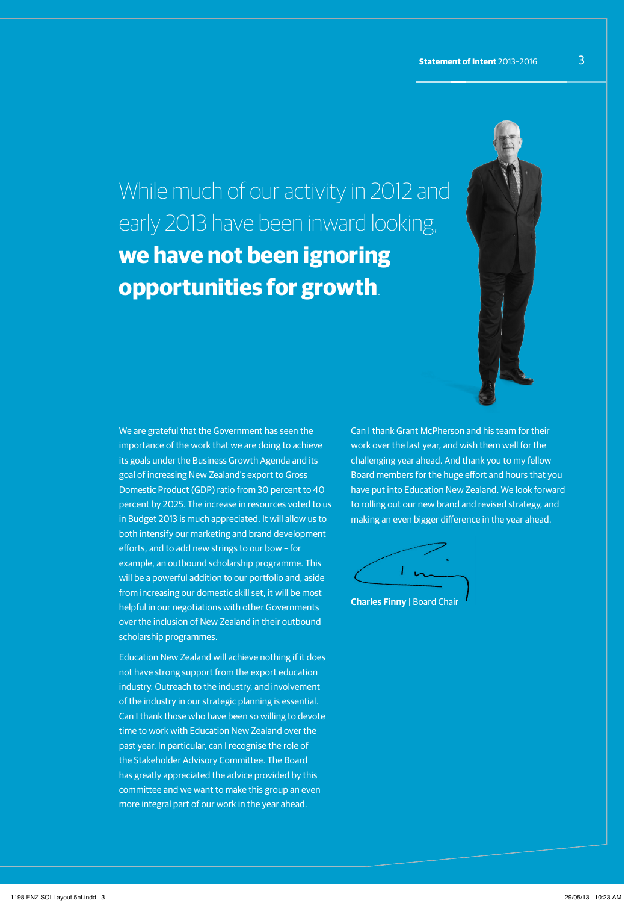While much of our activity in 2012 and early 2013 have been inward looking, **we have not been ignoring opportunities for growth**.

We are grateful that the Government has seen the importance of the work that we are doing to achieve its goals under the Business Growth Agenda and its goal of increasing New Zealand's export to Gross Domestic Product (GDP) ratio from 30 percent to 40 percent by 2025. The increase in resources voted to us in Budget 2013 is much appreciated. It will allow us to both intensify our marketing and brand development efforts, and to add new strings to our bow – for example, an outbound scholarship programme. This will be a powerful addition to our portfolio and, aside from increasing our domestic skill set, it will be most helpful in our negotiations with other Governments over the inclusion of New Zealand in their outbound scholarship programmes.

Education New Zealand will achieve nothing if it does not have strong support from the export education industry. Outreach to the industry, and involvement of the industry in our strategic planning is essential. Can I thank those who have been so willing to devote time to work with Education New Zealand over the past year. In particular, can I recognise the role of the Stakeholder Advisory Committee. The Board has greatly appreciated the advice provided by this committee and we want to make this group an even more integral part of our work in the year ahead.

Can I thank Grant McPherson and his team for their work over the last year, and wish them well for the challenging year ahead. And thank you to my fellow Board members for the huge effort and hours that you have put into Education New Zealand. We look forward to rolling out our new brand and revised strategy, and making an even bigger difference in the year ahead.

**Charles Finny** | Board Chair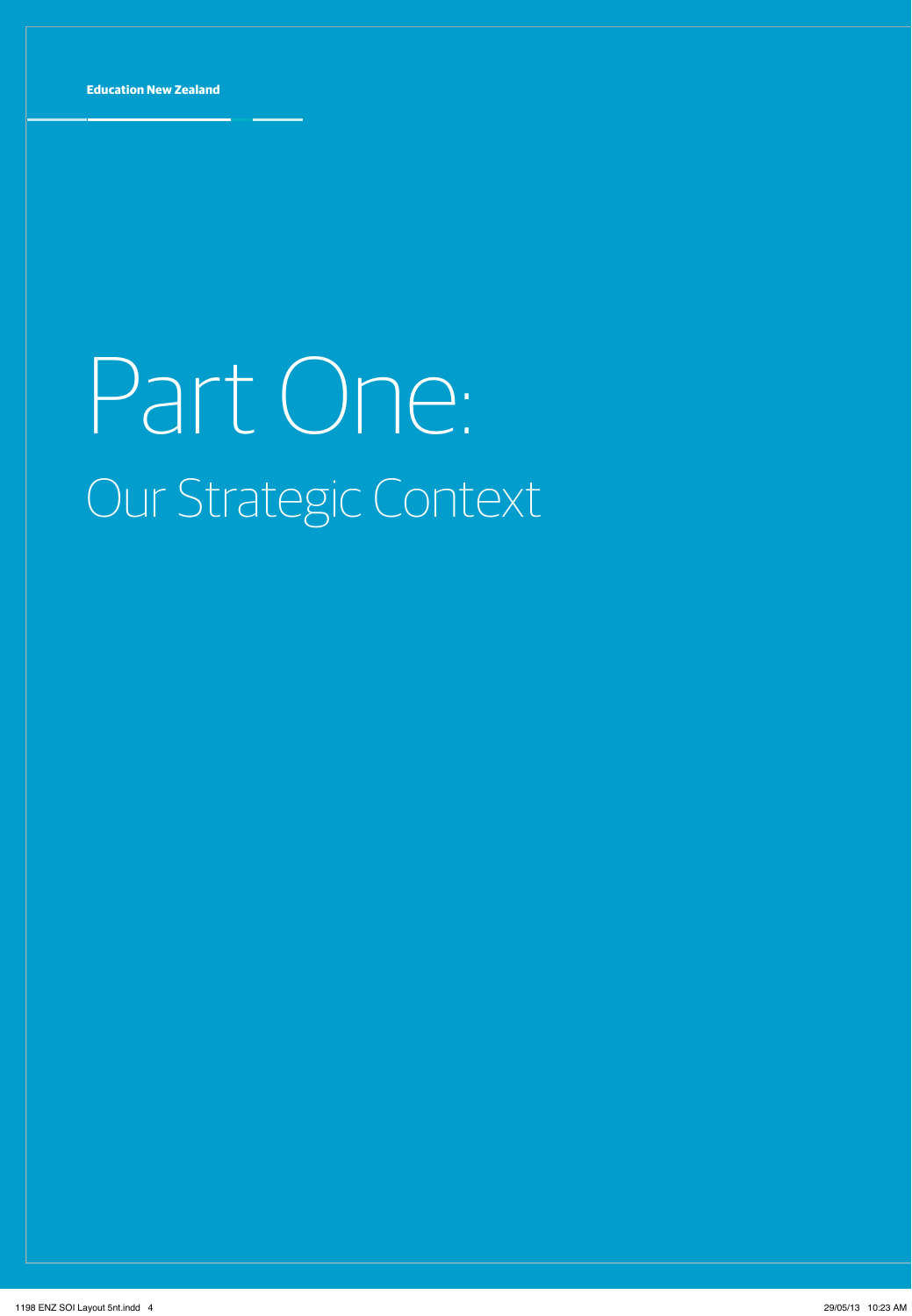# Part One:

## Our Strategic Context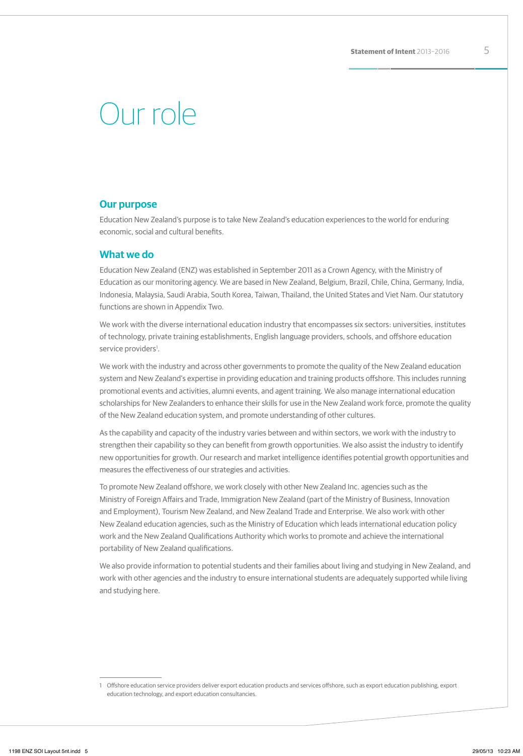# Our role

## Our purpose

Education New Zealand's purpose is to take New Zealand's education experiences to the world for enduring economic, social and cultural benefits.

## What we do

Education New Zealand (ENZ) was established in September 2011 as a Crown Agency, with the Ministry of Education as our monitoring agency. We are based in New Zealand, Belgium, Brazil, Chile, China, Germany, India, Indonesia, Malaysia, Saudi Arabia, South Korea, Taiwan, Thailand, the United States and Viet Nam. Our statutory functions are shown in Appendix Two.

We work with the diverse international education industry that encompasses six sectors: universities, institutes of technology, private training establishments, English language providers, schools, and offshore education service providers[1].

We work with the industry and across other governments to promote the quality of the New Zealand education system and New Zealand's expertise in providing education and training products offshore. This includes running promotional events and activities, alumni events, and agent training. We also manage international education scholarships for New Zealanders to enhance their skills for use in the New Zealand work force, promote the quality of the New Zealand education system, and promote understanding of other cultures.

As the capability and capacity of the industry varies between and within sectors, we work with the industry to strengthen their capability so they can benefit from growth opportunities. We also assist the industry to identify new opportunities for growth. Our research and market intelligence identifies potential growth opportunities and measures the effectiveness of our strategies and activities.

To promote New Zealand offshore, we work closely with other New Zealand Inc. agencies such as the Ministry of Foreign Affairs and Trade, Immigration New Zealand (part of the Ministry of Business, Innovation and Employment), Tourism New Zealand, and New Zealand Trade and Enterprise. We also work with other New Zealand education agencies, such as the Ministry of Education which leads international education policy work and the New Zealand Qualifications Authority which works to promote and achieve the international portability of New Zealand qualifications.

We also provide information to potential students and their families about living and studying in New Zealand, and work with other agencies and the industry to ensure international students are adequately supported while living and studying here.

---

1 Offshore education service providers deliver export education products and services offshore, such as export education publishing, export education technology, and export education consultancies.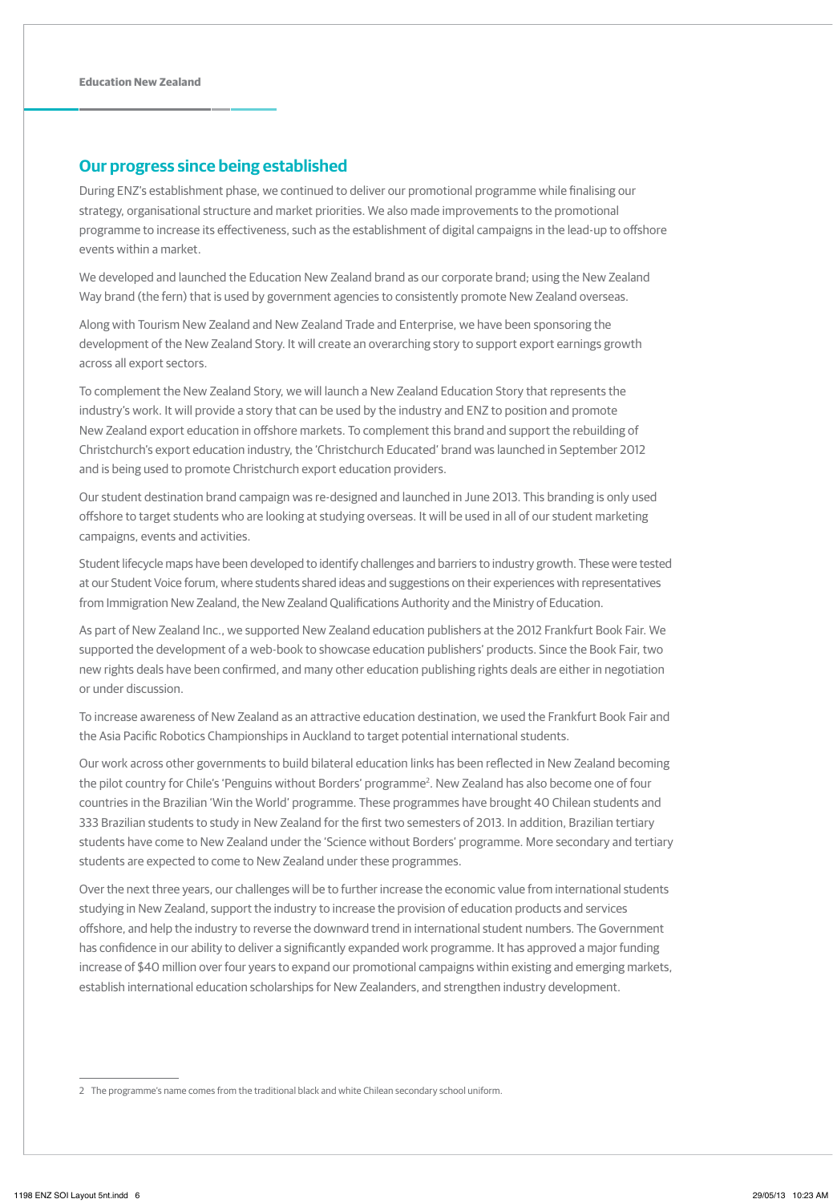## Our progress since being established

During ENZ's establishment phase, we continued to deliver our promotional programme while finalising our strategy, organisational structure and market priorities. We also made improvements to the promotional programme to increase its effectiveness, such as the establishment of digital campaigns in the lead-up to offshore events within a market.

We developed and launched the Education New Zealand brand as our corporate brand; using the New Zealand Way brand (the fern) that is used by government agencies to consistently promote New Zealand overseas.

Along with Tourism New Zealand and New Zealand Trade and Enterprise, we have been sponsoring the development of the New Zealand Story. It will create an overarching story to support export earnings growth across all export sectors.

To complement the New Zealand Story, we will launch a New Zealand Education Story that represents the industry's work. It will provide a story that can be used by the industry and ENZ to position and promote New Zealand export education in offshore markets. To complement this brand and support the rebuilding of Christchurch's export education industry, the 'Christchurch Educated' brand was launched in September 2012 and is being used to promote Christchurch export education providers.

Our student destination brand campaign was re-designed and launched in June 2013. This branding is only used offshore to target students who are looking at studying overseas. It will be used in all of our student marketing campaigns, events and activities.

Student lifecycle maps have been developed to identify challenges and barriers to industry growth. These were tested at our Student Voice forum, where students shared ideas and suggestions on their experiences with representatives from Immigration New Zealand, the New Zealand Qualifications Authority and the Ministry of Education.

As part of New Zealand Inc., we supported New Zealand education publishers at the 2012 Frankfurt Book Fair. We supported the development of a web-book to showcase education publishers' products. Since the Book Fair, two new rights deals have been confirmed, and many other education publishing rights deals are either in negotiation or under discussion.

To increase awareness of New Zealand as an attractive education destination, we used the Frankfurt Book Fair and the Asia Pacific Robotics Championships in Auckland to target potential international students.

Our work across other governments to build bilateral education links has been reflected in New Zealand becoming the pilot country for Chile's 'Penguins without Borders' programme[2]. New Zealand has also become one of four countries in the Brazilian 'Win the World' programme. These programmes have brought 40 Chilean students and 333 Brazilian students to study in New Zealand for the first two semesters of 2013. In addition, Brazilian tertiary students have come to New Zealand under the 'Science without Borders' programme. More secondary and tertiary students are expected to come to New Zealand under these programmes.

Over the next three years, our challenges will be to further increase the economic value from international students studying in New Zealand, support the industry to increase the provision of education products and services offshore, and help the industry to reverse the downward trend in international student numbers. The Government has confidence in our ability to deliver a significantly expanded work programme. It has approved a major funding increase of $40 million over four years to expand our promotional campaigns within existing and emerging markets, establish international education scholarships for New Zealanders, and strengthen industry development.

---

2 The programme's name comes from the traditional black and white Chilean secondary school uniform.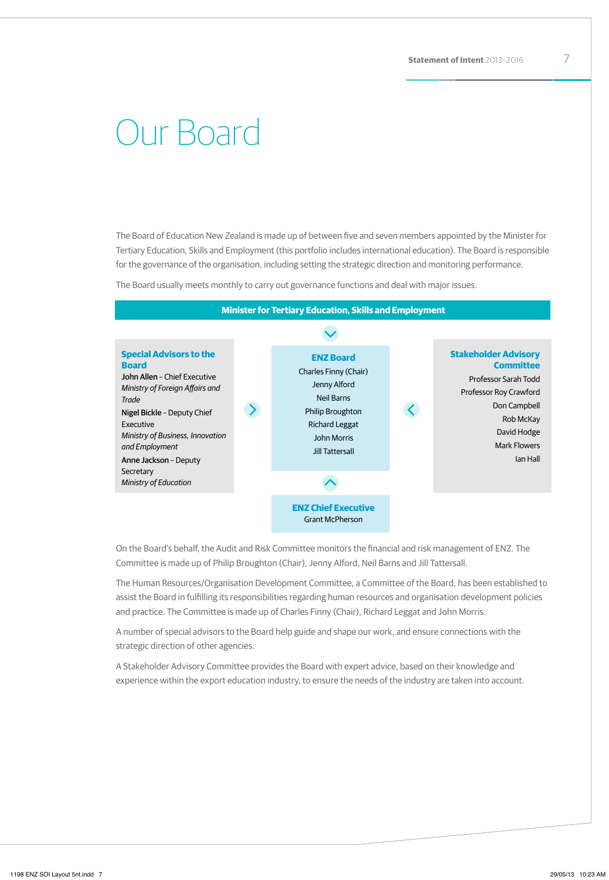# Our Board

The Board of Education New Zealand is made up of between five and seven members appointed by the Minister for Tertiary Education, Skills and Employment (this portfolio includes international education). The Board is responsible for the governance of the organisation, including setting the strategic direction and monitoring performance.

The Board usually meets monthly to carry out governance functions and deal with major issues.

**Minister for Tertiary Education, Skills and Employment**

**Special Advisors to the Board**

**John Allen** – Chief Executive
*Ministry of Foreign Affairs and Trade*

**Nigel Bickle** – Deputy Chief Executive
*Ministry of Business, Innovation and Employment*

**Anne Jackson** – Deputy Secretary
*Ministry of Education*

**ENZ Board**

Charles Finny (Chair)
Jenny Alford
Neil Barns
Philip Broughton
Richard Leggat
John Morris
Jill Tattersall

**Stakeholder Advisory Committee**

Professor Sarah Todd
Professor Roy Crawford
Don Campbell
Rob McKay
David Hodge
Mark Flowers
Ian Hall

**ENZ Chief Executive**

Grant McPherson

On the Board's behalf, the Audit and Risk Committee monitors the financial and risk management of ENZ. The Committee is made up of Philip Broughton (Chair), Jenny Alford, Neil Barns and Jill Tattersall.

The Human Resources/Organisation Development Committee, a Committee of the Board, has been established to assist the Board in fulfilling its responsibilities regarding human resources and organisation development policies and practice. The Committee is made up of Charles Finny (Chair), Richard Leggat and John Morris.

A number of special advisors to the Board help guide and shape our work, and ensure connections with the strategic direction of other agencies.

A Stakeholder Advisory Committee provides the Board with expert advice, based on their knowledge and experience within the export education industry, to ensure the needs of the industry are taken into account.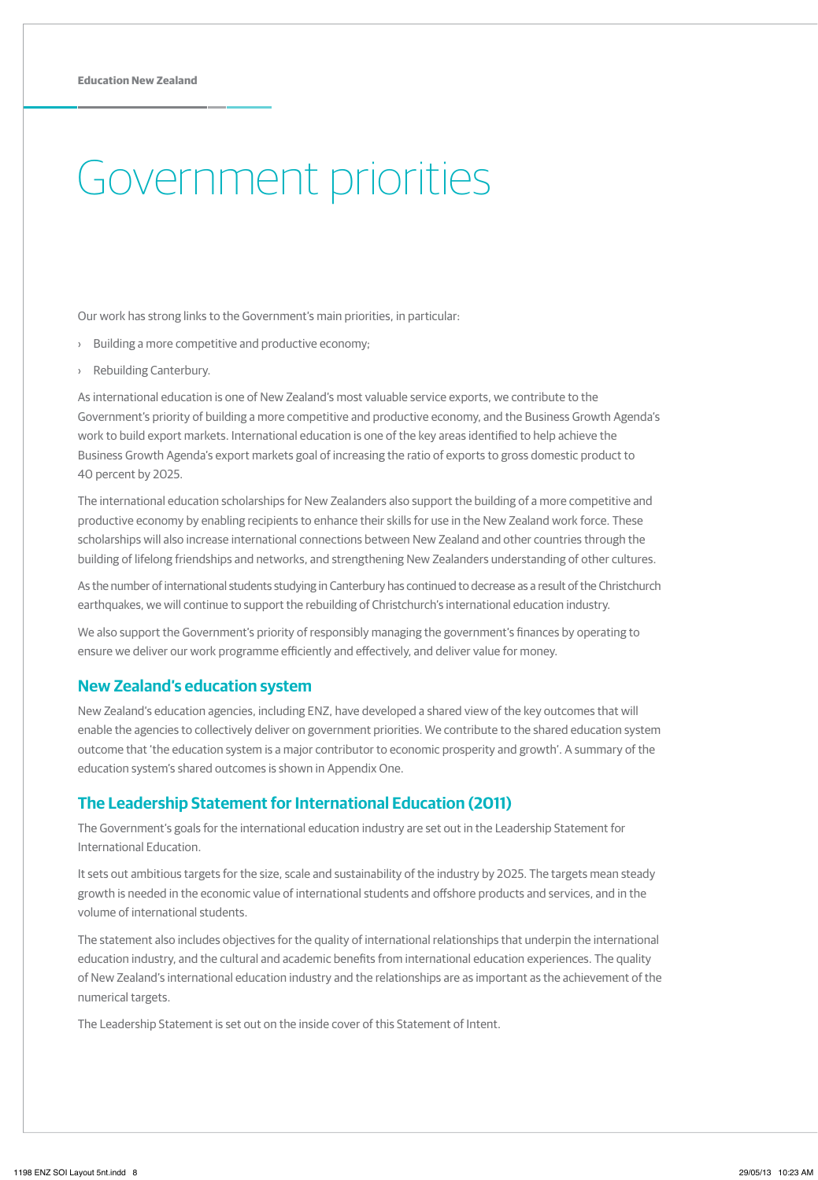# Government priorities

Our work has strong links to the Government's main priorities, in particular:

- Building a more competitive and productive economy;
- Rebuilding Canterbury.

As international education is one of New Zealand's most valuable service exports, we contribute to the Government's priority of building a more competitive and productive economy, and the Business Growth Agenda's work to build export markets. International education is one of the key areas identified to help achieve the Business Growth Agenda's export markets goal of increasing the ratio of exports to gross domestic product to 40 percent by 2025.

The international education scholarships for New Zealanders also support the building of a more competitive and productive economy by enabling recipients to enhance their skills for use in the New Zealand work force. These scholarships will also increase international connections between New Zealand and other countries through the building of lifelong friendships and networks, and strengthening New Zealanders understanding of other cultures.

As the number of international students studying in Canterbury has continued to decrease as a result of the Christchurch earthquakes, we will continue to support the rebuilding of Christchurch's international education industry.

We also support the Government's priority of responsibly managing the government's finances by operating to ensure we deliver our work programme efficiently and effectively, and deliver value for money.

## New Zealand's education system

New Zealand's education agencies, including ENZ, have developed a shared view of the key outcomes that will enable the agencies to collectively deliver on government priorities. We contribute to the shared education system outcome that 'the education system is a major contributor to economic prosperity and growth'. A summary of the education system's shared outcomes is shown in Appendix One.

## The Leadership Statement for International Education (2011)

The Government's goals for the international education industry are set out in the Leadership Statement for International Education.

It sets out ambitious targets for the size, scale and sustainability of the industry by 2025. The targets mean steady growth is needed in the economic value of international students and offshore products and services, and in the volume of international students.

The statement also includes objectives for the quality of international relationships that underpin the international education industry, and the cultural and academic benefits from international education experiences. The quality of New Zealand's international education industry and the relationships are as important as the achievement of the numerical targets.

The Leadership Statement is set out on the inside cover of this Statement of Intent.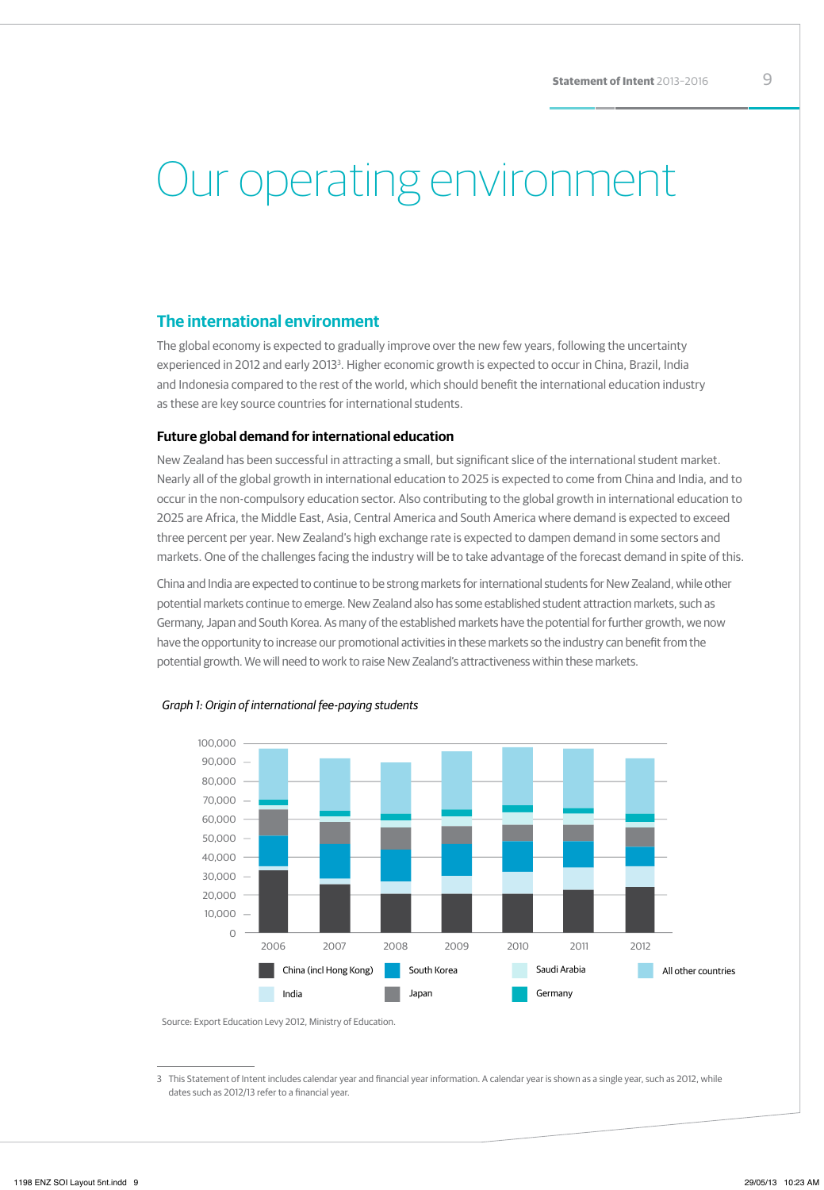# Our operating environment

## The international environment

The global economy is expected to gradually improve over the new few years, following the uncertainty experienced in 2012 and early 2013[3]. Higher economic growth is expected to occur in China, Brazil, India and Indonesia compared to the rest of the world, which should benefit the international education industry as these are key source countries for international students.

### Future global demand for international education

New Zealand has been successful in attracting a small, but significant slice of the international student market. Nearly all of the global growth in international education to 2025 is expected to come from China and India, and to occur in the non-compulsory education sector. Also contributing to the global growth in international education to 2025 are Africa, the Middle East, Asia, Central America and South America where demand is expected to exceed three percent per year. New Zealand's high exchange rate is expected to dampen demand in some sectors and markets. One of the challenges facing the industry will be to take advantage of the forecast demand in spite of this.

China and India are expected to continue to be strong markets for international students for New Zealand, while other potential markets continue to emerge. New Zealand also has some established student attraction markets, such as Germany, Japan and South Korea. As many of the established markets have the potential for further growth, we now have the opportunity to increase our promotional activities in these markets so the industry can benefit from the potential growth. We will need to work to raise New Zealand's attractiveness within these markets.

*Graph 1: Origin of international fee-paying students*

Legend: China (incl Hong Kong), South Korea, Saudi Arabia, All other countries, India, Japan, Germany

Source: Export Education Levy 2012, Ministry of Education.

---

3 This Statement of Intent includes calendar year and financial year information. A calendar year is shown as a single year, such as 2012, while dates such as 2012/13 refer to a financial year.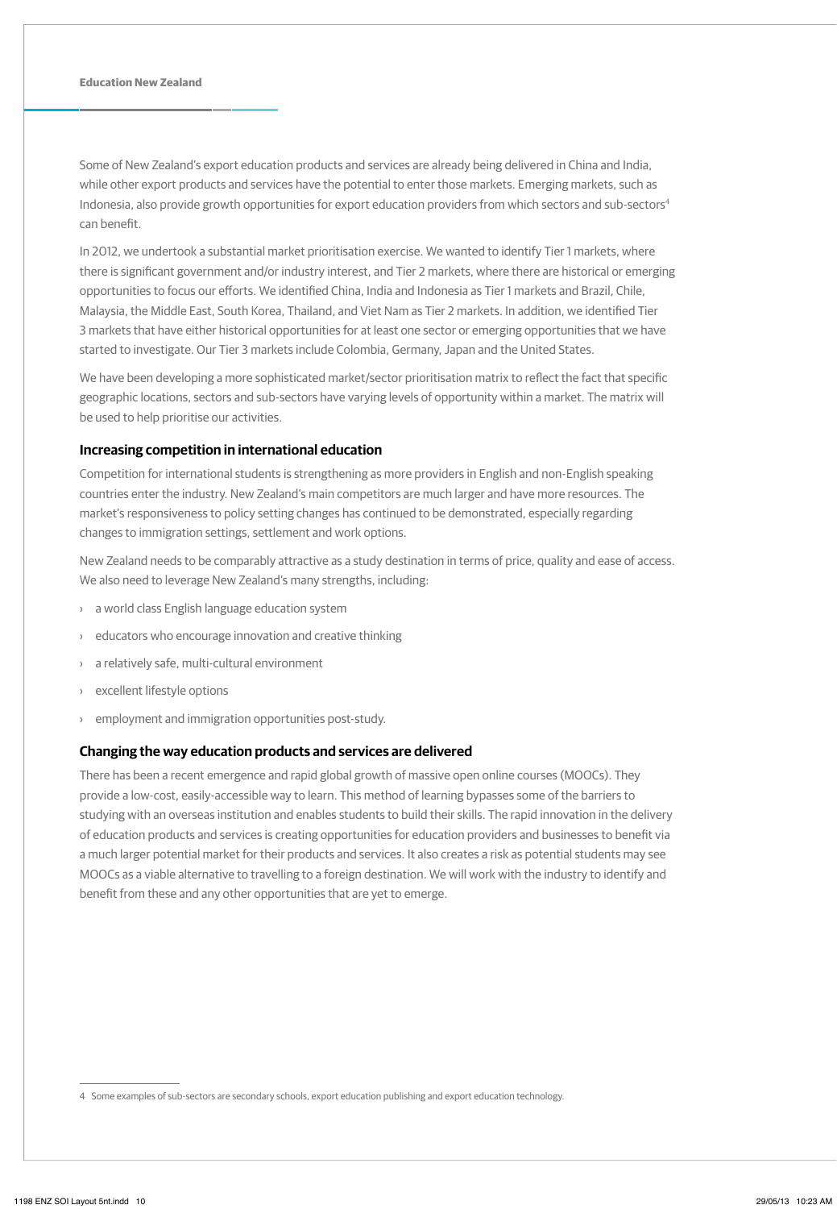Some of New Zealand's export education products and services are already being delivered in China and India, while other export products and services have the potential to enter those markets. Emerging markets, such as Indonesia, also provide growth opportunities for export education providers from which sectors and sub-sectors[4] can benefit.

In 2012, we undertook a substantial market prioritisation exercise. We wanted to identify Tier 1 markets, where there is significant government and/or industry interest, and Tier 2 markets, where there are historical or emerging opportunities to focus our efforts. We identified China, India and Indonesia as Tier 1 markets and Brazil, Chile, Malaysia, the Middle East, South Korea, Thailand, and Viet Nam as Tier 2 markets. In addition, we identified Tier 3 markets that have either historical opportunities for at least one sector or emerging opportunities that we have started to investigate. Our Tier 3 markets include Colombia, Germany, Japan and the United States.

We have been developing a more sophisticated market/sector prioritisation matrix to reflect the fact that specific geographic locations, sectors and sub-sectors have varying levels of opportunity within a market. The matrix will be used to help prioritise our activities.

### Increasing competition in international education

Competition for international students is strengthening as more providers in English and non-English speaking countries enter the industry. New Zealand's main competitors are much larger and have more resources. The market's responsiveness to policy setting changes has continued to be demonstrated, especially regarding changes to immigration settings, settlement and work options.

New Zealand needs to be comparably attractive as a study destination in terms of price, quality and ease of access. We also need to leverage New Zealand's many strengths, including:

- a world class English language education system
- educators who encourage innovation and creative thinking
- a relatively safe, multi-cultural environment
- excellent lifestyle options
- employment and immigration opportunities post-study.

### Changing the way education products and services are delivered

There has been a recent emergence and rapid global growth of massive open online courses (MOOCs). They provide a low-cost, easily-accessible way to learn. This method of learning bypasses some of the barriers to studying with an overseas institution and enables students to build their skills. The rapid innovation in the delivery of education products and services is creating opportunities for education providers and businesses to benefit via a much larger potential market for their products and services. It also creates a risk as potential students may see MOOCs as a viable alternative to travelling to a foreign destination. We will work with the industry to identify and benefit from these and any other opportunities that are yet to emerge.

---

4 Some examples of sub-sectors are secondary schools, export education publishing and export education technology.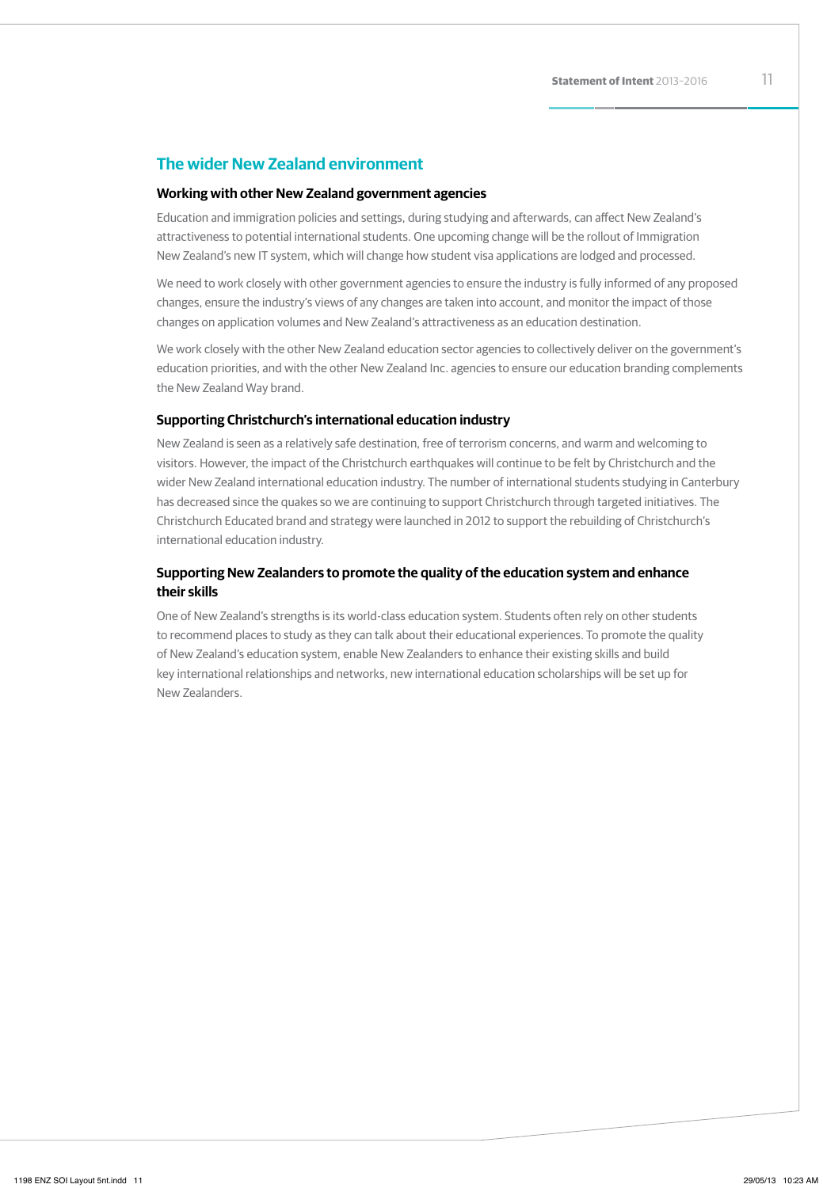## The wider New Zealand environment

### Working with other New Zealand government agencies

Education and immigration policies and settings, during studying and afterwards, can affect New Zealand's attractiveness to potential international students. One upcoming change will be the rollout of Immigration New Zealand's new IT system, which will change how student visa applications are lodged and processed.

We need to work closely with other government agencies to ensure the industry is fully informed of any proposed changes, ensure the industry's views of any changes are taken into account, and monitor the impact of those changes on application volumes and New Zealand's attractiveness as an education destination.

We work closely with the other New Zealand education sector agencies to collectively deliver on the government's education priorities, and with the other New Zealand Inc. agencies to ensure our education branding complements the New Zealand Way brand.

### Supporting Christchurch's international education industry

New Zealand is seen as a relatively safe destination, free of terrorism concerns, and warm and welcoming to visitors. However, the impact of the Christchurch earthquakes will continue to be felt by Christchurch and the wider New Zealand international education industry. The number of international students studying in Canterbury has decreased since the quakes so we are continuing to support Christchurch through targeted initiatives. The Christchurch Educated brand and strategy were launched in 2012 to support the rebuilding of Christchurch's international education industry.

### Supporting New Zealanders to promote the quality of the education system and enhance their skills

One of New Zealand's strengths is its world-class education system. Students often rely on other students to recommend places to study as they can talk about their educational experiences. To promote the quality of New Zealand's education system, enable New Zealanders to enhance their existing skills and build key international relationships and networks, new international education scholarships will be set up for New Zealanders.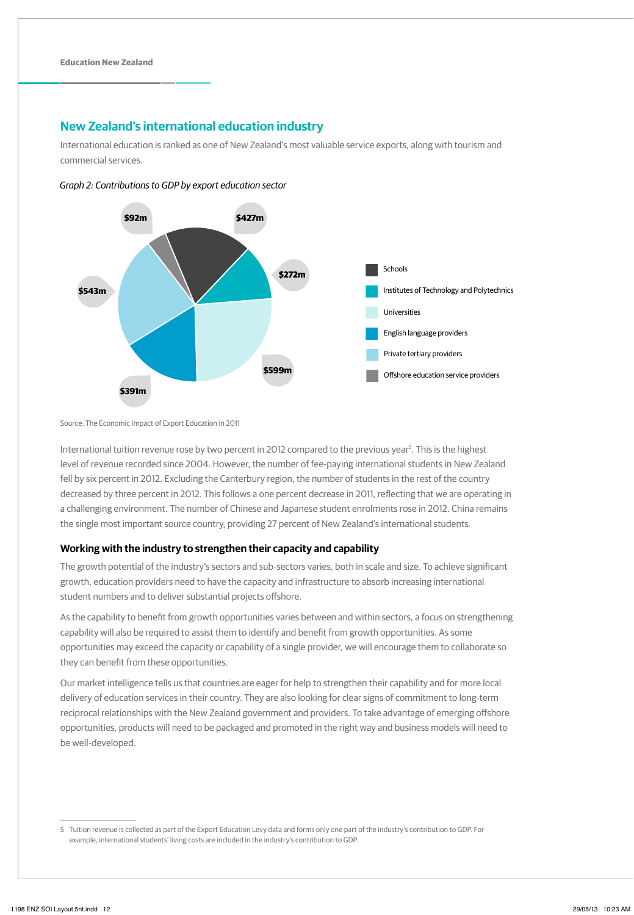## New Zealand's international education industry

International education is ranked as one of New Zealand's most valuable service exports, along with tourism and commercial services.

*Graph 2: Contributions to GDP by export education sector*

| Sector | Contribution to GDP |
|---|---|
| Schools | $427m |
| Institutes of Technology and Polytechnics | $272m |
| Universities | $599m |
| English language providers | $391m |
| Private tertiary providers | $543m |
| Offshore education service providers | $92m |

Source: The Economic Impact of Export Education in 2011

International tuition revenue rose by two percent in 2012 compared to the previous year[5]. This is the highest level of revenue recorded since 2004. However, the number of fee-paying international students in New Zealand fell by six percent in 2012. Excluding the Canterbury region, the number of students in the rest of the country decreased by three percent in 2012. This follows a one percent decrease in 2011, reflecting that we are operating in a challenging environment. The number of Chinese and Japanese student enrolments rose in 2012. China remains the single most important source country, providing 27 percent of New Zealand's international students.

### Working with the industry to strengthen their capacity and capability

The growth potential of the industry's sectors and sub-sectors varies, both in scale and size. To achieve significant growth, education providers need to have the capacity and infrastructure to absorb increasing international student numbers and to deliver substantial projects offshore.

As the capability to benefit from growth opportunities varies between and within sectors, a focus on strengthening capability will also be required to assist them to identify and benefit from growth opportunities. As some opportunities may exceed the capacity or capability of a single provider, we will encourage them to collaborate so they can benefit from these opportunities.

Our market intelligence tells us that countries are eager for help to strengthen their capability and for more local delivery of education services in their country. They are also looking for clear signs of commitment to long-term reciprocal relationships with the New Zealand government and providers. To take advantage of emerging offshore opportunities, products will need to be packaged and promoted in the right way and business models will need to be well-developed.

5 Tuition revenue is collected as part of the Export Education Levy data and forms only one part of the industry's contribution to GDP. For example, international students' living costs are included in the industry's contribution to GDP.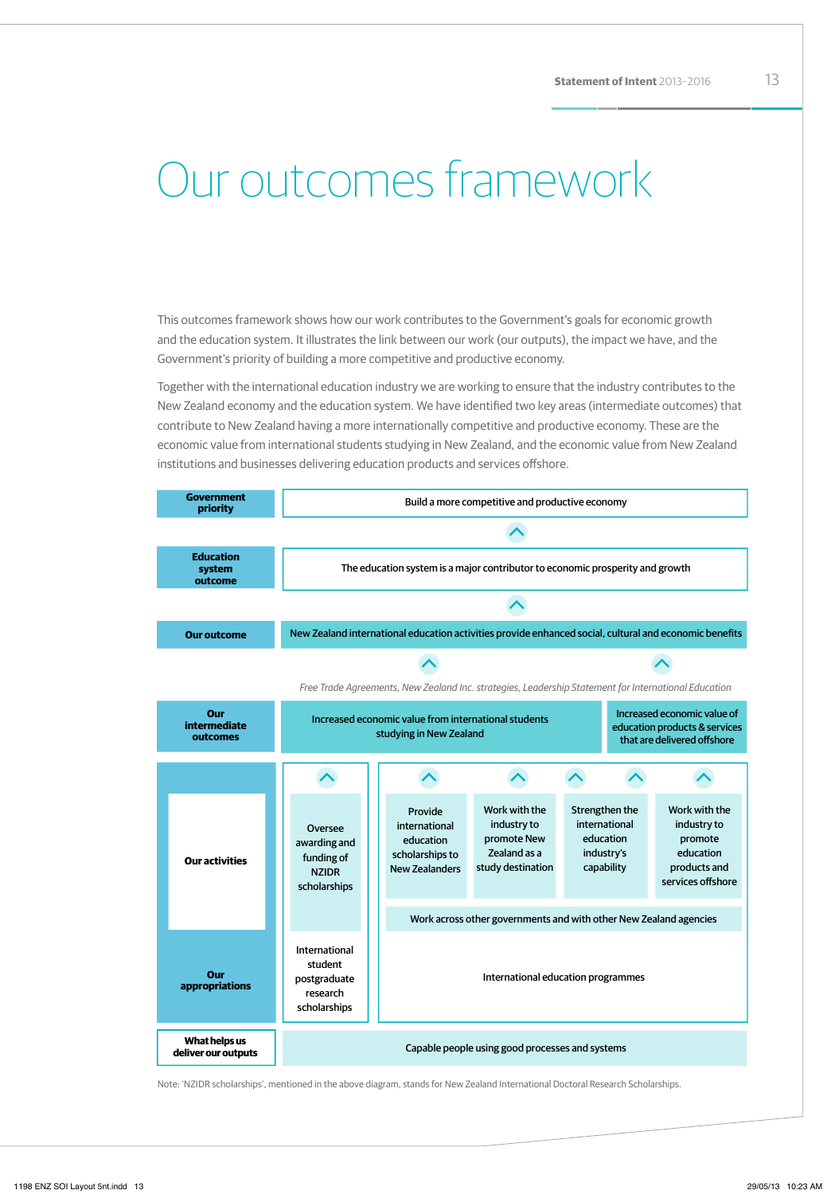# Our outcomes framework

This outcomes framework shows how our work contributes to the Government's goals for economic growth and the education system. It illustrates the link between our work (our outputs), the impact we have, and the Government's priority of building a more competitive and productive economy.

Together with the international education industry we are working to ensure that the industry contributes to the New Zealand economy and the education system. We have identified two key areas (intermediate outcomes) that contribute to New Zealand having a more internationally competitive and productive economy. These are the economic value from international students studying in New Zealand, and the economic value from New Zealand institutions and businesses delivering education products and services offshore.

| | | | | | | |
|---|---|---|---|---|---|---|
| **Government priority** | Build a more competitive and productive economy | | | | | |
| **Education system outcome** | The education system is a major contributor to economic prosperity and growth | | | | | |
| **Our outcome** | New Zealand international education activities provide enhanced social, cultural and economic benefits | | | | | |
| | *Free Trade Agreements, New Zealand Inc. strategies, Leadership Statement for International Education* | | | | | |
| **Our intermediate outcomes** | Increased economic value from international students studying in New Zealand | | | | Increased economic value of education products & services that are delivered offshore | |
| **Our activities** | Oversee awarding and funding of NZIDR scholarships | Provide international education scholarships to New Zealanders | Work with the industry to promote New Zealand as a study destination | Strengthen the international education industry's capability | Work with the industry to promote education products and services offshore | |
| | | Work across other governments and with other New Zealand agencies | | | | |
| **Our appropriations** | International student postgraduate research scholarships | International education programmes | | | | |
| **What helps us deliver our outputs** | Capable people using good processes and systems | | | | | |

Note: 'NZIDR scholarships', mentioned in the above diagram, stands for New Zealand International Doctoral Research Scholarships.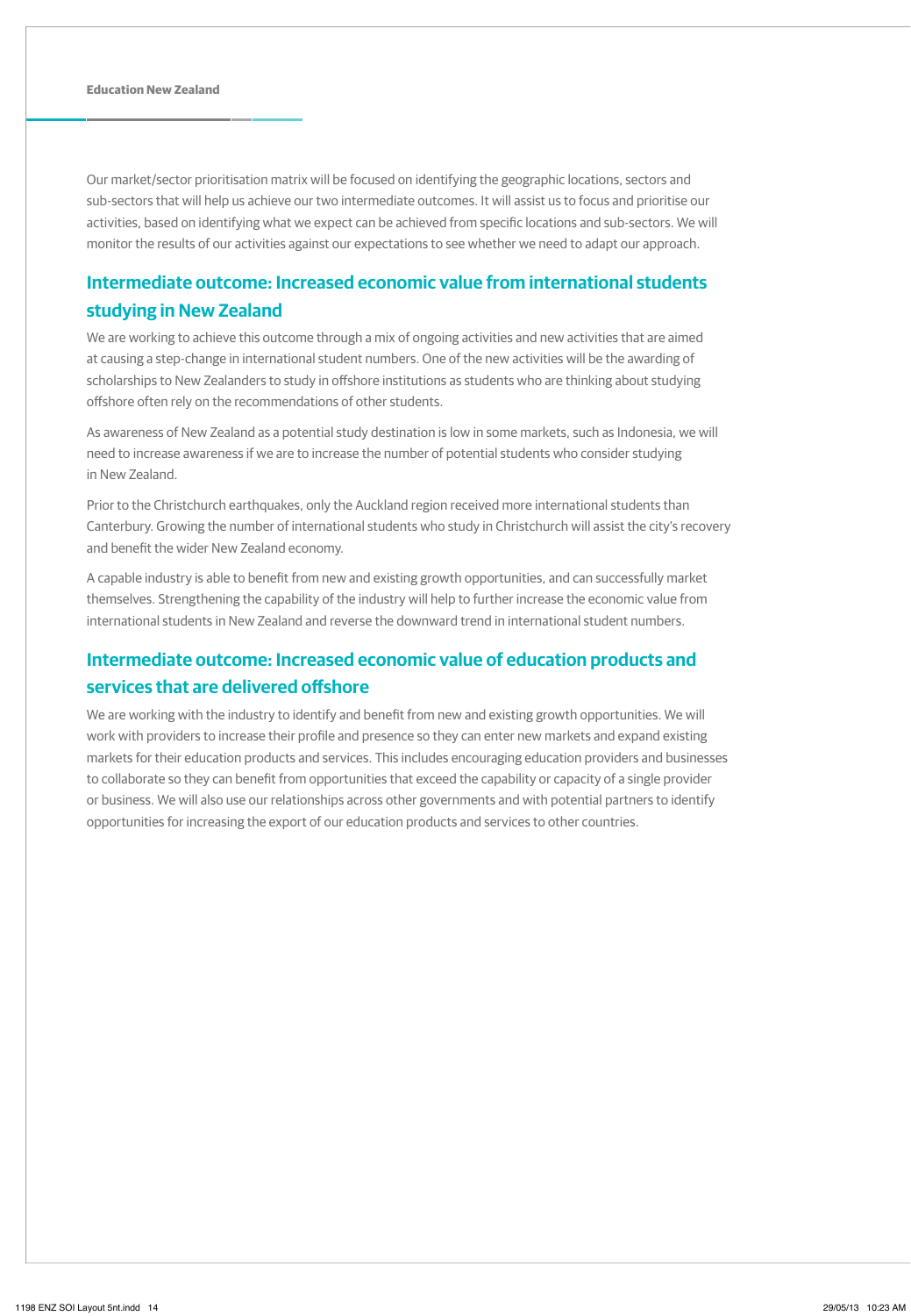Our market/sector prioritisation matrix will be focused on identifying the geographic locations, sectors and sub-sectors that will help us achieve our two intermediate outcomes. It will assist us to focus and prioritise our activities, based on identifying what we expect can be achieved from specific locations and sub-sectors. We will monitor the results of our activities against our expectations to see whether we need to adapt our approach.

## Intermediate outcome: Increased economic value from international students studying in New Zealand

We are working to achieve this outcome through a mix of ongoing activities and new activities that are aimed at causing a step-change in international student numbers. One of the new activities will be the awarding of scholarships to New Zealanders to study in offshore institutions as students who are thinking about studying offshore often rely on the recommendations of other students.

As awareness of New Zealand as a potential study destination is low in some markets, such as Indonesia, we will need to increase awareness if we are to increase the number of potential students who consider studying in New Zealand.

Prior to the Christchurch earthquakes, only the Auckland region received more international students than Canterbury. Growing the number of international students who study in Christchurch will assist the city's recovery and benefit the wider New Zealand economy.

A capable industry is able to benefit from new and existing growth opportunities, and can successfully market themselves. Strengthening the capability of the industry will help to further increase the economic value from international students in New Zealand and reverse the downward trend in international student numbers.

## Intermediate outcome: Increased economic value of education products and services that are delivered offshore

We are working with the industry to identify and benefit from new and existing growth opportunities. We will work with providers to increase their profile and presence so they can enter new markets and expand existing markets for their education products and services. This includes encouraging education providers and businesses to collaborate so they can benefit from opportunities that exceed the capability or capacity of a single provider or business. We will also use our relationships across other governments and with potential partners to identify opportunities for increasing the export of our education products and services to other countries.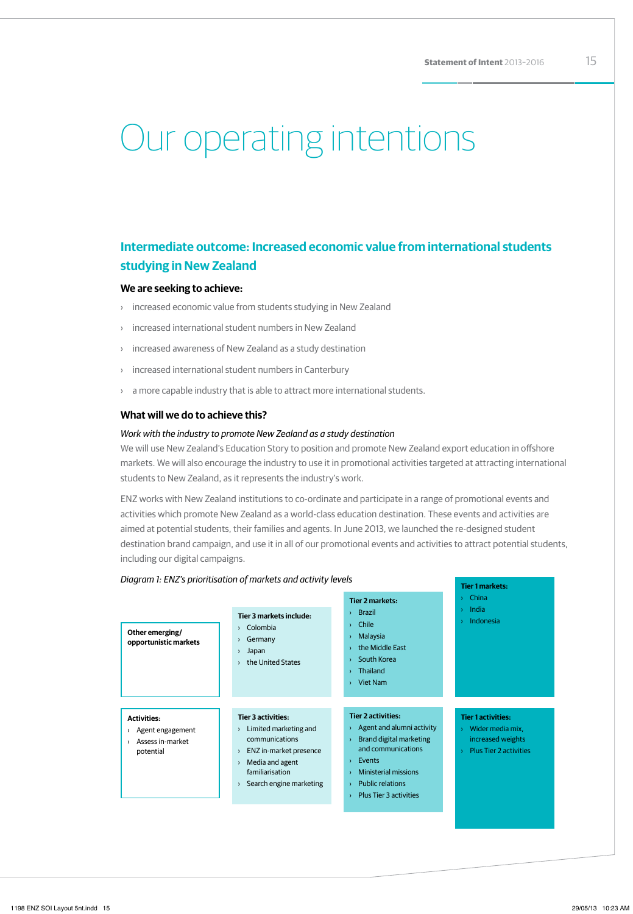# Our operating intentions

## Intermediate outcome: Increased economic value from international students studying in New Zealand

### We are seeking to achieve:

- increased economic value from students studying in New Zealand
- increased international student numbers in New Zealand
- increased awareness of New Zealand as a study destination
- increased international student numbers in Canterbury
- a more capable industry that is able to attract more international students.

### What will we do to achieve this?

*Work with the industry to promote New Zealand as a study destination*

We will use New Zealand's Education Story to position and promote New Zealand export education in offshore markets. We will also encourage the industry to use it in promotional activities targeted at attracting international students to New Zealand, as it represents the industry's work.

ENZ works with New Zealand institutions to co-ordinate and participate in a range of promotional events and activities which promote New Zealand as a world-class education destination. These events and activities are aimed at potential students, their families and agents. In June 2013, we launched the re-designed student destination brand campaign, and use it in all of our promotional events and activities to attract potential students, including our digital campaigns.

*Diagram 1: ENZ's prioritisation of markets and activity levels*

| Other emerging/ opportunistic markets | Tier 3 markets include: | Tier 2 markets: | Tier 1 markets: |
|---|---|---|---|
| | › Colombia<br>› Germany<br>› Japan<br>› the United States | › Brazil<br>› Chile<br>› Malaysia<br>› the Middle East<br>› South Korea<br>› Thailand<br>› Viet Nam | › China<br>› India<br>› Indonesia |
| **Activities:** | **Tier 3 activities:** | **Tier 2 activities:** | **Tier 1 activities:** |
| › Agent engagement<br>› Assess in-market potential | › Limited marketing and communications<br>› ENZ in-market presence<br>› Media and agent familiarisation<br>› Search engine marketing | › Agent and alumni activity<br>› Brand digital marketing and communications<br>› Events<br>› Ministerial missions<br>› Public relations<br>› Plus Tier 3 activities | › Wider media mix, increased weights<br>› Plus Tier 2 activities |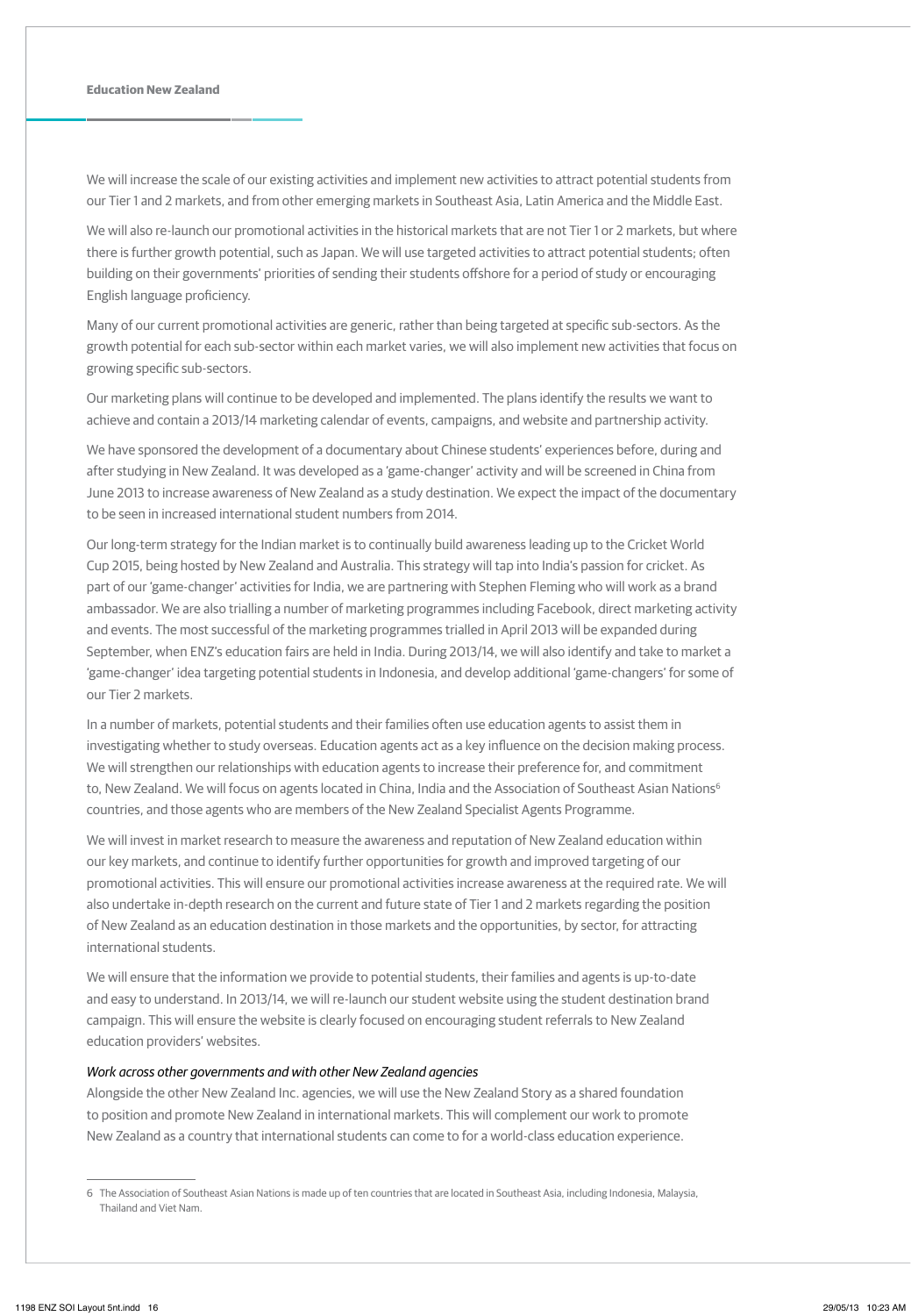We will increase the scale of our existing activities and implement new activities to attract potential students from our Tier 1 and 2 markets, and from other emerging markets in Southeast Asia, Latin America and the Middle East.

We will also re-launch our promotional activities in the historical markets that are not Tier 1 or 2 markets, but where there is further growth potential, such as Japan. We will use targeted activities to attract potential students; often building on their governments' priorities of sending their students offshore for a period of study or encouraging English language proficiency.

Many of our current promotional activities are generic, rather than being targeted at specific sub-sectors. As the growth potential for each sub-sector within each market varies, we will also implement new activities that focus on growing specific sub-sectors.

Our marketing plans will continue to be developed and implemented. The plans identify the results we want to achieve and contain a 2013/14 marketing calendar of events, campaigns, and website and partnership activity.

We have sponsored the development of a documentary about Chinese students' experiences before, during and after studying in New Zealand. It was developed as a 'game-changer' activity and will be screened in China from June 2013 to increase awareness of New Zealand as a study destination. We expect the impact of the documentary to be seen in increased international student numbers from 2014.

Our long-term strategy for the Indian market is to continually build awareness leading up to the Cricket World Cup 2015, being hosted by New Zealand and Australia. This strategy will tap into India's passion for cricket. As part of our 'game-changer' activities for India, we are partnering with Stephen Fleming who will work as a brand ambassador. We are also trialling a number of marketing programmes including Facebook, direct marketing activity and events. The most successful of the marketing programmes trialled in April 2013 will be expanded during September, when ENZ's education fairs are held in India. During 2013/14, we will also identify and take to market a 'game-changer' idea targeting potential students in Indonesia, and develop additional 'game-changers' for some of our Tier 2 markets.

In a number of markets, potential students and their families often use education agents to assist them in investigating whether to study overseas. Education agents act as a key influence on the decision making process. We will strengthen our relationships with education agents to increase their preference for, and commitment to, New Zealand. We will focus on agents located in China, India and the Association of Southeast Asian Nations[6] countries, and those agents who are members of the New Zealand Specialist Agents Programme.

We will invest in market research to measure the awareness and reputation of New Zealand education within our key markets, and continue to identify further opportunities for growth and improved targeting of our promotional activities. This will ensure our promotional activities increase awareness at the required rate. We will also undertake in-depth research on the current and future state of Tier 1 and 2 markets regarding the position of New Zealand as an education destination in those markets and the opportunities, by sector, for attracting international students.

We will ensure that the information we provide to potential students, their families and agents is up-to-date and easy to understand. In 2013/14, we will re-launch our student website using the student destination brand campaign. This will ensure the website is clearly focused on encouraging student referrals to New Zealand education providers' websites.

*Work across other governments and with other New Zealand agencies*

Alongside the other New Zealand Inc. agencies, we will use the New Zealand Story as a shared foundation to position and promote New Zealand in international markets. This will complement our work to promote New Zealand as a country that international students can come to for a world-class education experience.

---

6 The Association of Southeast Asian Nations is made up of ten countries that are located in Southeast Asia, including Indonesia, Malaysia, Thailand and Viet Nam.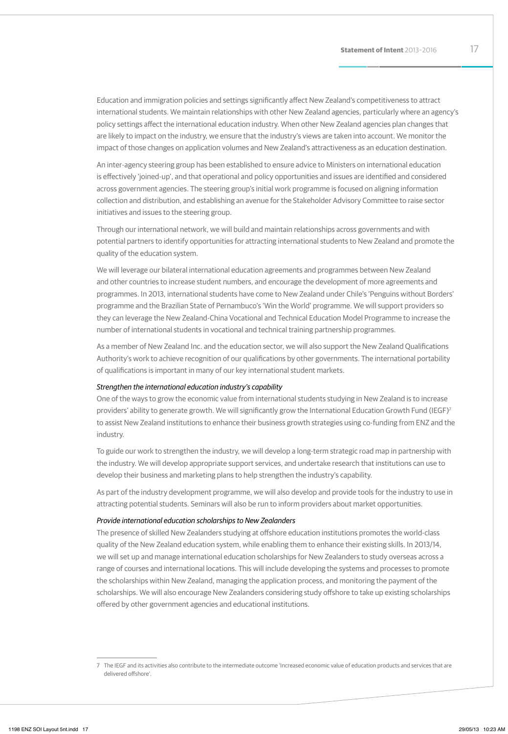Education and immigration policies and settings significantly affect New Zealand's competitiveness to attract international students. We maintain relationships with other New Zealand agencies, particularly where an agency's policy settings affect the international education industry. When other New Zealand agencies plan changes that are likely to impact on the industry, we ensure that the industry's views are taken into account. We monitor the impact of those changes on application volumes and New Zealand's attractiveness as an education destination.

An inter-agency steering group has been established to ensure advice to Ministers on international education is effectively 'joined-up', and that operational and policy opportunities and issues are identified and considered across government agencies. The steering group's initial work programme is focused on aligning information collection and distribution, and establishing an avenue for the Stakeholder Advisory Committee to raise sector initiatives and issues to the steering group.

Through our international network, we will build and maintain relationships across governments and with potential partners to identify opportunities for attracting international students to New Zealand and promote the quality of the education system.

We will leverage our bilateral international education agreements and programmes between New Zealand and other countries to increase student numbers, and encourage the development of more agreements and programmes. In 2013, international students have come to New Zealand under Chile's 'Penguins without Borders' programme and the Brazilian State of Pernambuco's 'Win the World' programme. We will support providers so they can leverage the New Zealand-China Vocational and Technical Education Model Programme to increase the number of international students in vocational and technical training partnership programmes.

As a member of New Zealand Inc. and the education sector, we will also support the New Zealand Qualifications Authority's work to achieve recognition of our qualifications by other governments. The international portability of qualifications is important in many of our key international student markets.

*Strengthen the international education industry's capability*

One of the ways to grow the economic value from international students studying in New Zealand is to increase providers' ability to generate growth. We will significantly grow the International Education Growth Fund (IEGF)[7] to assist New Zealand institutions to enhance their business growth strategies using co-funding from ENZ and the industry.

To guide our work to strengthen the industry, we will develop a long-term strategic road map in partnership with the industry. We will develop appropriate support services, and undertake research that institutions can use to develop their business and marketing plans to help strengthen the industry's capability.

As part of the industry development programme, we will also develop and provide tools for the industry to use in attracting potential students. Seminars will also be run to inform providers about market opportunities.

*Provide international education scholarships to New Zealanders*

The presence of skilled New Zealanders studying at offshore education institutions promotes the world-class quality of the New Zealand education system, while enabling them to enhance their existing skills. In 2013/14, we will set up and manage international education scholarships for New Zealanders to study overseas across a range of courses and international locations. This will include developing the systems and processes to promote the scholarships within New Zealand, managing the application process, and monitoring the payment of the scholarships. We will also encourage New Zealanders considering study offshore to take up existing scholarships offered by other government agencies and educational institutions.

---

7 The IEGF and its activities also contribute to the intermediate outcome 'Increased economic value of education products and services that are delivered offshore'.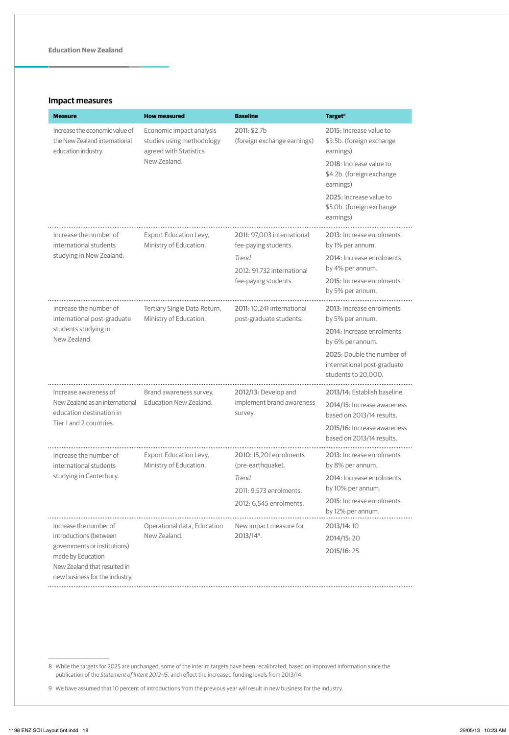## Impact measures

| Measure | How measured | Baseline | Target[8] |
|---|---|---|---|
| Increase the economic value of the New Zealand international education industry. | Economic impact analysis studies using methodology agreed with Statistics New Zealand. | **2011:** $2.7b (foreign exchange earnings) | **2015:** Increase value to $3.5b. (foreign exchange earnings)<br>**2018:** Increase value to $4.2b. (foreign exchange earnings)<br>**2025:** Increase value to $5.0b. (foreign exchange earnings) |
| Increase the number of international students studying in New Zealand. | Export Education Levy, Ministry of Education. | **2011:** 97,003 international fee-paying students.<br>*Trend*<br>2012: 91,732 international fee-paying students. | **2013:** Increase enrolments by 1% per annum.<br>**2014:** Increase enrolments by 4% per annum.<br>**2015:** Increase enrolments by 5% per annum. |
| Increase the number of international post-graduate students studying in New Zealand. | Tertiary Single Data Return, Ministry of Education. | **2011:** 10,241 international post-graduate students. | **2013:** Increase enrolments by 5% per annum.<br>**2014:** Increase enrolments by 6% per annum.<br>**2025:** Double the number of international post-graduate students to 20,000. |
| Increase awareness of New Zealand as an international education destination in Tier 1 and 2 countries. | Brand awareness survey, Education New Zealand. | **2012/13:** Develop and implement brand awareness survey. | **2013/14:** Establish baseline.<br>**2014/15:** Increase awareness based on 2013/14 results.<br>**2015/16:** Increase awareness based on 2013/14 results. |
| Increase the number of international students studying in Canterbury. | Export Education Levy, Ministry of Education. | **2010:** 15,201 enrolments (pre-earthquake).<br>*Trend*<br>2011: 9,573 enrolments.<br>2012: 6,545 enrolments. | **2013:** Increase enrolments by 8% per annum.<br>**2014:** Increase enrolments by 10% per annum.<br>**2015:** Increase enrolments by 12% per annum. |
| Increase the number of introductions (between governments or institutions) made by Education New Zealand that resulted in new business for the industry. | Operational data, Education New Zealand. | New impact measure for **2013/14**[9]. | **2013/14:** 10<br>**2014/15:** 20<br>**2015/16:** 25 |

8 While the targets for 2025 are unchanged, some of the interim targets have been recalibrated, based on improved information since the publication of the *Statement of Intent 2012-15*, and reflect the increased funding levels from 2013/14.

9 We have assumed that 10 percent of introductions from the previous year will result in new business for the industry.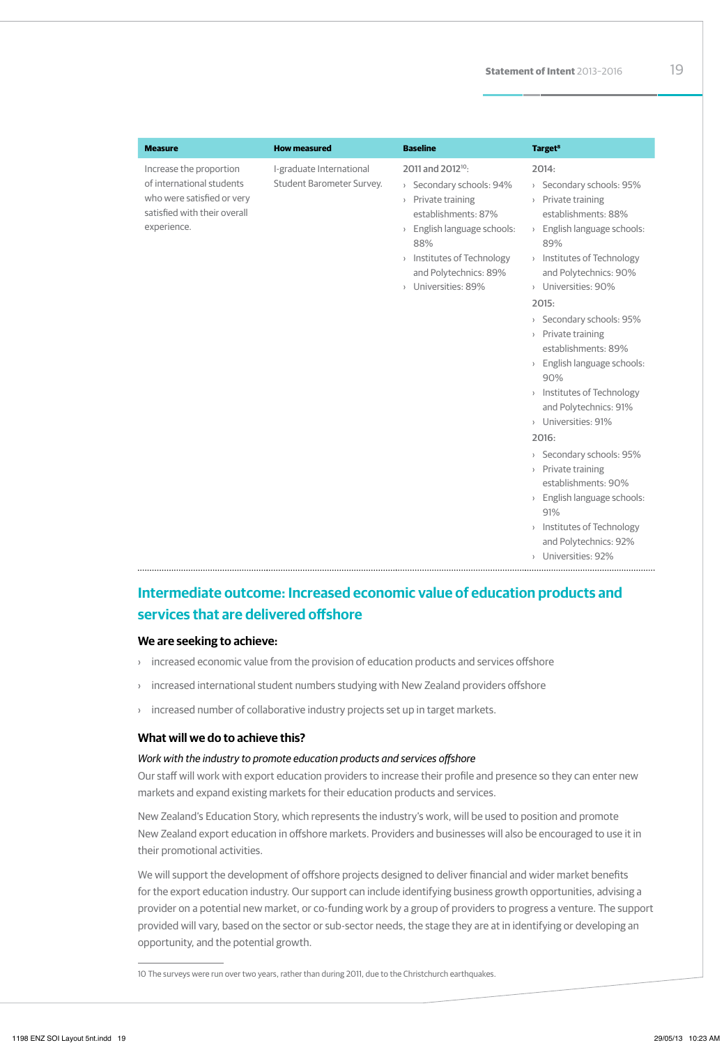| Measure | How measured | Baseline | Target[8] |
|---|---|---|---|
| Increase the proportion of international students who were satisfied or very satisfied with their overall experience. | I-graduate International Student Barometer Survey. | 2011 and 2012[10]:<br>› Secondary schools: 94%<br>› Private training establishments: 87%<br>› English language schools: 88%<br>› Institutes of Technology and Polytechnics: 89%<br>› Universities: 89% | 2014:<br>› Secondary schools: 95%<br>› Private training establishments: 88%<br>› English language schools: 89%<br>› Institutes of Technology and Polytechnics: 90%<br>› Universities: 90%<br>2015:<br>› Secondary schools: 95%<br>› Private training establishments: 89%<br>› English language schools: 90%<br>› Institutes of Technology and Polytechnics: 91%<br>› Universities: 91%<br>2016:<br>› Secondary schools: 95%<br>› Private training establishments: 90%<br>› English language schools: 91%<br>› Institutes of Technology and Polytechnics: 92%<br>› Universities: 92% |

## Intermediate outcome: Increased economic value of education products and services that are delivered offshore

### We are seeking to achieve:

- increased economic value from the provision of education products and services offshore
- increased international student numbers studying with New Zealand providers offshore
- increased number of collaborative industry projects set up in target markets.

### What will we do to achieve this?

*Work with the industry to promote education products and services offshore*

Our staff will work with export education providers to increase their profile and presence so they can enter new markets and expand existing markets for their education products and services.

New Zealand's Education Story, which represents the industry's work, will be used to position and promote New Zealand export education in offshore markets. Providers and businesses will also be encouraged to use it in their promotional activities.

We will support the development of offshore projects designed to deliver financial and wider market benefits for the export education industry. Our support can include identifying business growth opportunities, advising a provider on a potential new market, or co-funding work by a group of providers to progress a venture. The support provided will vary, based on the sector or sub-sector needs, the stage they are at in identifying or developing an opportunity, and the potential growth.

10 The surveys were run over two years, rather than during 2011, due to the Christchurch earthquakes.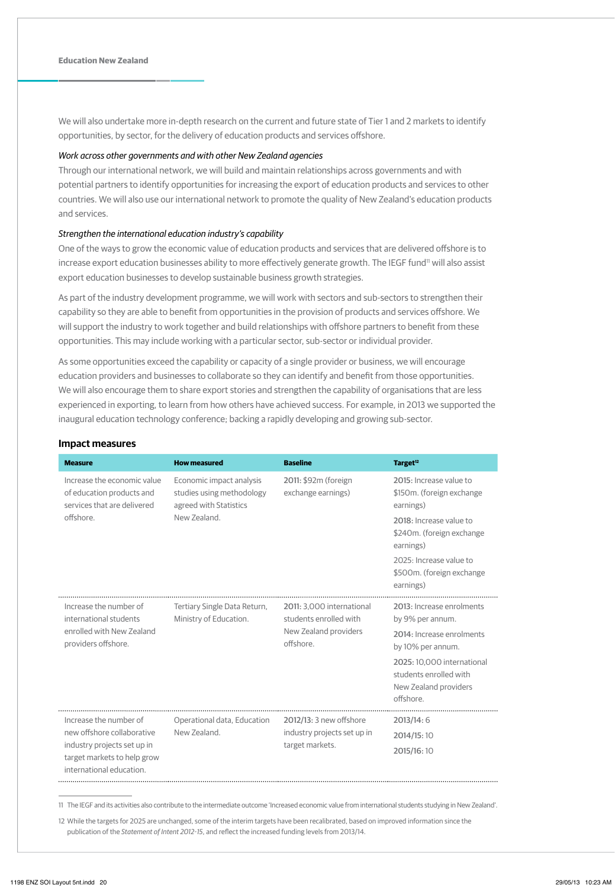We will also undertake more in-depth research on the current and future state of Tier 1 and 2 markets to identify opportunities, by sector, for the delivery of education products and services offshore.

*Work across other governments and with other New Zealand agencies*

Through our international network, we will build and maintain relationships across governments and with potential partners to identify opportunities for increasing the export of education products and services to other countries. We will also use our international network to promote the quality of New Zealand's education products and services.

*Strengthen the international education industry's capability*

One of the ways to grow the economic value of education products and services that are delivered offshore is to increase export education businesses ability to more effectively generate growth. The IEGF fund[11] will also assist export education businesses to develop sustainable business growth strategies.

As part of the industry development programme, we will work with sectors and sub-sectors to strengthen their capability so they are able to benefit from opportunities in the provision of products and services offshore. We will support the industry to work together and build relationships with offshore partners to benefit from these opportunities. This may include working with a particular sector, sub-sector or individual provider.

As some opportunities exceed the capability or capacity of a single provider or business, we will encourage education providers and businesses to collaborate so they can identify and benefit from those opportunities. We will also encourage them to share export stories and strengthen the capability of organisations that are less experienced in exporting, to learn from how others have achieved success. For example, in 2013 we supported the inaugural education technology conference; backing a rapidly developing and growing sub-sector.

### Impact measures

| Measure | How measured | Baseline | Target[12] |
|---|---|---|---|
| Increase the economic value of education products and services that are delivered offshore. | Economic impact analysis studies using methodology agreed with Statistics New Zealand. | 2011: $92m (foreign exchange earnings) | 2015: Increase value to $150m. (foreign exchange earnings)<br>2018: Increase value to $240m. (foreign exchange earnings)<br>2025: Increase value to $500m. (foreign exchange earnings) |
| Increase the number of international students enrolled with New Zealand providers offshore. | Tertiary Single Data Return, Ministry of Education. | 2011: 3,000 international students enrolled with New Zealand providers offshore. | 2013: Increase enrolments by 9% per annum.<br>2014: Increase enrolments by 10% per annum.<br>2025: 10,000 international students enrolled with New Zealand providers offshore. |
| Increase the number of new offshore collaborative industry projects set up in target markets to help grow international education. | Operational data, Education New Zealand. | 2012/13: 3 new offshore industry projects set up in target markets. | 2013/14: 6<br>2014/15: 10<br>2015/16: 10 |

11 The IEGF and its activities also contribute to the intermediate outcome 'Increased economic value from international students studying in New Zealand'.

12 While the targets for 2025 are unchanged, some of the interim targets have been recalibrated, based on improved information since the publication of the *Statement of Intent 2012-15*, and reflect the increased funding levels from 2013/14.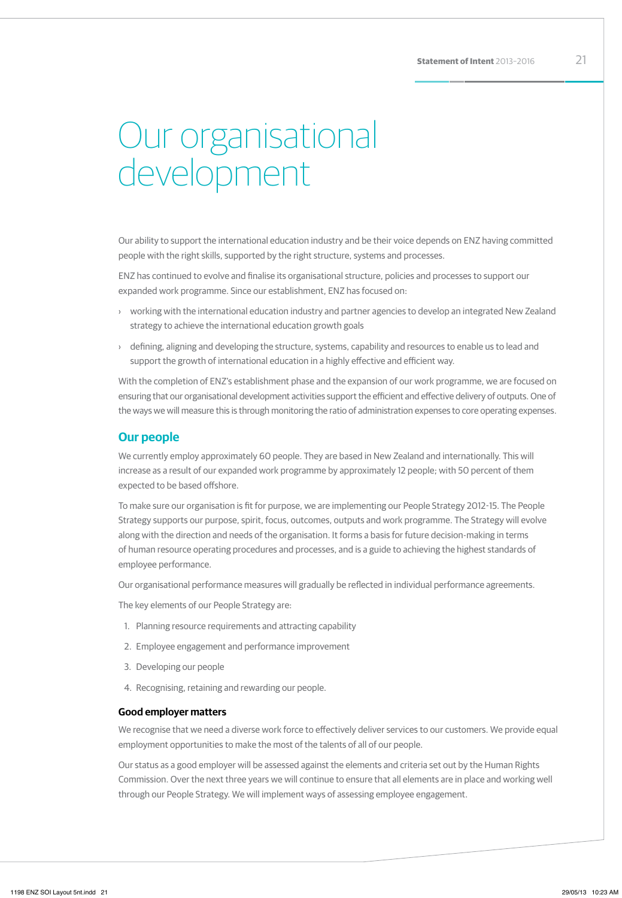# Our organisational development

Our ability to support the international education industry and be their voice depends on ENZ having committed people with the right skills, supported by the right structure, systems and processes.

ENZ has continued to evolve and finalise its organisational structure, policies and processes to support our expanded work programme. Since our establishment, ENZ has focused on:

- working with the international education industry and partner agencies to develop an integrated New Zealand strategy to achieve the international education growth goals
- defining, aligning and developing the structure, systems, capability and resources to enable us to lead and support the growth of international education in a highly effective and efficient way.

With the completion of ENZ's establishment phase and the expansion of our work programme, we are focused on ensuring that our organisational development activities support the efficient and effective delivery of outputs. One of the ways we will measure this is through monitoring the ratio of administration expenses to core operating expenses.

## Our people

We currently employ approximately 60 people. They are based in New Zealand and internationally. This will increase as a result of our expanded work programme by approximately 12 people; with 50 percent of them expected to be based offshore.

To make sure our organisation is fit for purpose, we are implementing our People Strategy 2012-15. The People Strategy supports our purpose, spirit, focus, outcomes, outputs and work programme. The Strategy will evolve along with the direction and needs of the organisation. It forms a basis for future decision-making in terms of human resource operating procedures and processes, and is a guide to achieving the highest standards of employee performance.

Our organisational performance measures will gradually be reflected in individual performance agreements.

The key elements of our People Strategy are:

1. Planning resource requirements and attracting capability
2. Employee engagement and performance improvement
3. Developing our people
4. Recognising, retaining and rewarding our people.

### Good employer matters

We recognise that we need a diverse work force to effectively deliver services to our customers. We provide equal employment opportunities to make the most of the talents of all of our people.

Our status as a good employer will be assessed against the elements and criteria set out by the Human Rights Commission. Over the next three years we will continue to ensure that all elements are in place and working well through our People Strategy. We will implement ways of assessing employee engagement.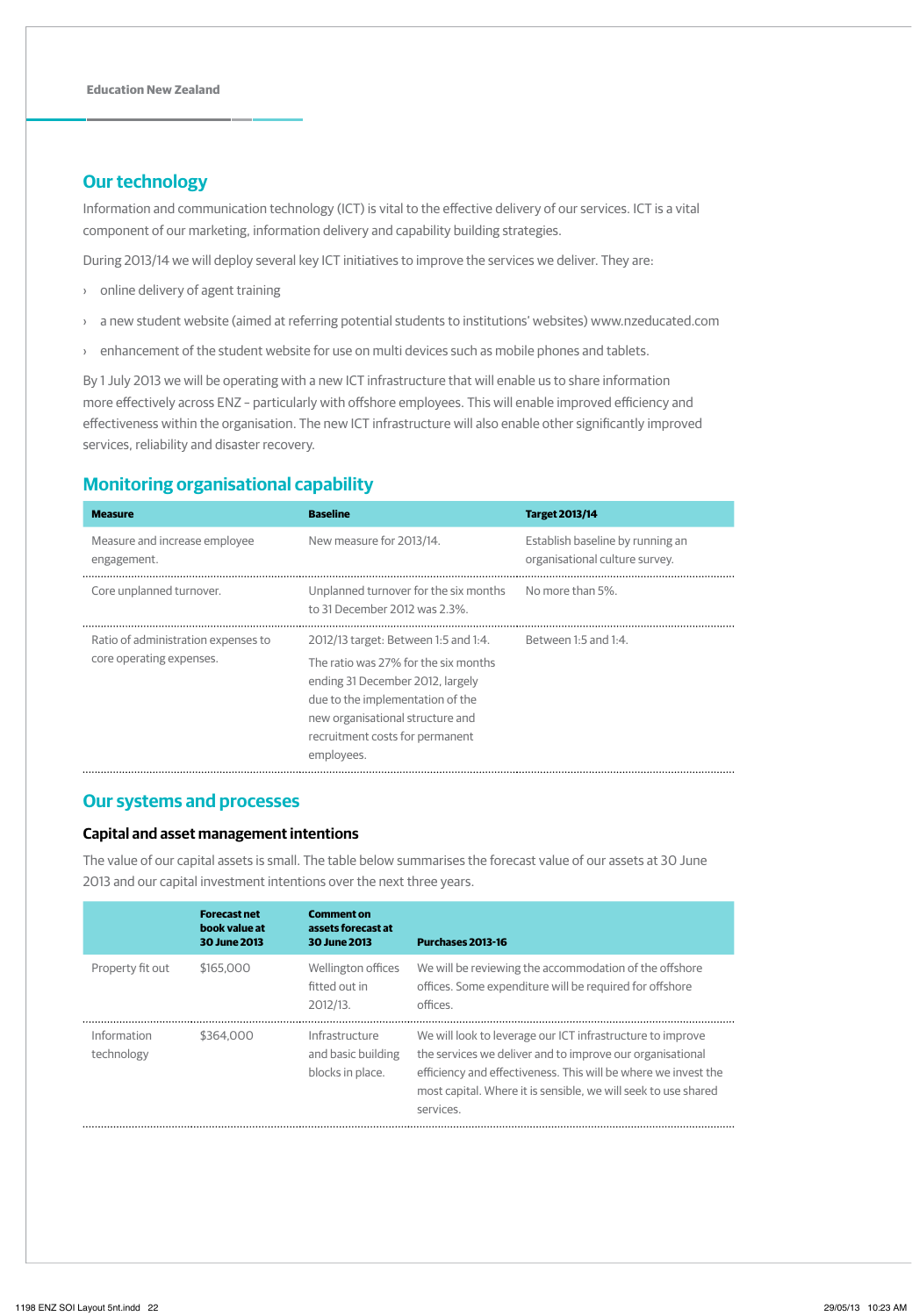## Our technology

Information and communication technology (ICT) is vital to the effective delivery of our services. ICT is a vital component of our marketing, information delivery and capability building strategies.

During 2013/14 we will deploy several key ICT initiatives to improve the services we deliver. They are:

- online delivery of agent training
- a new student website (aimed at referring potential students to institutions' websites) www.nzeducated.com
- enhancement of the student website for use on multi devices such as mobile phones and tablets.

By 1 July 2013 we will be operating with a new ICT infrastructure that will enable us to share information more effectively across ENZ – particularly with offshore employees. This will enable improved efficiency and effectiveness within the organisation. The new ICT infrastructure will also enable other significantly improved services, reliability and disaster recovery.

## Monitoring organisational capability

| Measure | Baseline | Target 2013/14 |
|---|---|---|
| Measure and increase employee engagement. | New measure for 2013/14. | Establish baseline by running an organisational culture survey. |
| Core unplanned turnover. | Unplanned turnover for the six months to 31 December 2012 was 2.3%. | No more than 5%. |
| Ratio of administration expenses to core operating expenses. | 2012/13 target: Between 1:5 and 1:4. The ratio was 27% for the six months ending 31 December 2012, largely due to the implementation of the new organisational structure and recruitment costs for permanent employees. | Between 1:5 and 1:4. |

## Our systems and processes

### Capital and asset management intentions

The value of our capital assets is small. The table below summarises the forecast value of our assets at 30 June 2013 and our capital investment intentions over the next three years.

| | Forecast net book value at 30 June 2013 | Comment on assets forecast at 30 June 2013 | Purchases 2013-16 |
|---|---|---|---|
| Property fit out | $165,000 | Wellington offices fitted out in 2012/13. | We will be reviewing the accommodation of the offshore offices. Some expenditure will be required for offshore offices. |
| Information technology | $364,000 | Infrastructure and basic building blocks in place. | We will look to leverage our ICT infrastructure to improve the services we deliver and to improve our organisational efficiency and effectiveness. This will be where we invest the most capital. Where it is sensible, we will seek to use shared services. |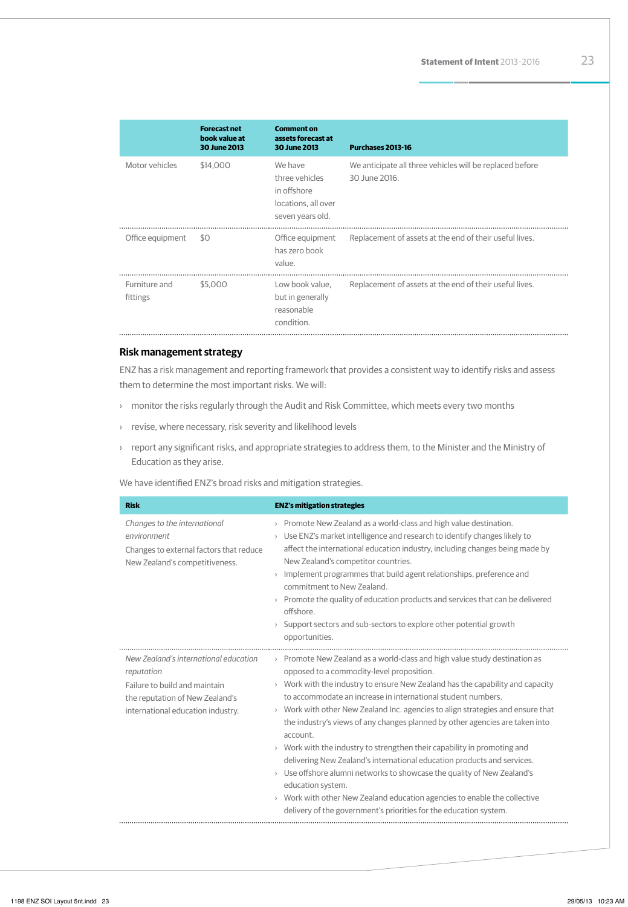| | Forecast net book value at 30 June 2013 | Comment on assets forecast at 30 June 2013 | Purchases 2013-16 |
|---|---|---|---|
| Motor vehicles | $14,000 | We have three vehicles in offshore locations, all over seven years old. | We anticipate all three vehicles will be replaced before 30 June 2016. |
| Office equipment | $0 | Office equipment has zero book value. | Replacement of assets at the end of their useful lives. |
| Furniture and fittings | $5,000 | Low book value, but in generally reasonable condition. | Replacement of assets at the end of their useful lives. |

### Risk management strategy

ENZ has a risk management and reporting framework that provides a consistent way to identify risks and assess them to determine the most important risks. We will:

- monitor the risks regularly through the Audit and Risk Committee, which meets every two months
- revise, where necessary, risk severity and likelihood levels
- report any significant risks, and appropriate strategies to address them, to the Minister and the Ministry of Education as they arise.

We have identified ENZ's broad risks and mitigation strategies.

| Risk | ENZ's mitigation strategies |
|---|---|
| *Changes to the international environment*<br>Changes to external factors that reduce New Zealand's competitiveness. | › Promote New Zealand as a world-class and high value destination.<br>› Use ENZ's market intelligence and research to identify changes likely to affect the international education industry, including changes being made by New Zealand's competitor countries.<br>› Implement programmes that build agent relationships, preference and commitment to New Zealand.<br>› Promote the quality of education products and services that can be delivered offshore.<br>› Support sectors and sub-sectors to explore other potential growth opportunities. |
| *New Zealand's international education reputation*<br>Failure to build and maintain the reputation of New Zealand's international education industry. | › Promote New Zealand as a world-class and high value study destination as opposed to a commodity-level proposition.<br>› Work with the industry to ensure New Zealand has the capability and capacity to accommodate an increase in international student numbers.<br>› Work with other New Zealand Inc. agencies to align strategies and ensure that the industry's views of any changes planned by other agencies are taken into account.<br>› Work with the industry to strengthen their capability in promoting and delivering New Zealand's international education products and services.<br>› Use offshore alumni networks to showcase the quality of New Zealand's education system.<br>› Work with other New Zealand education agencies to enable the collective delivery of the government's priorities for the education system. |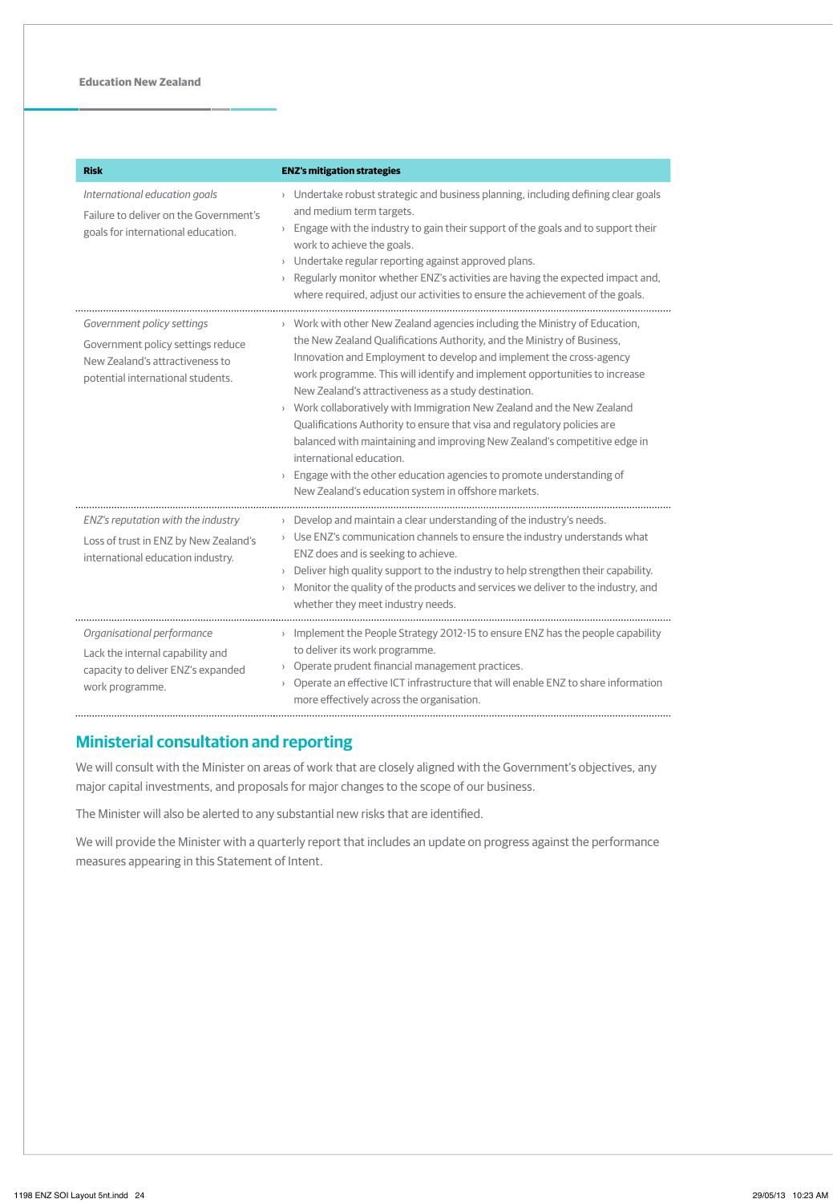| Risk | ENZ's mitigation strategies |
|---|---|
| *International education goals*<br><br>Failure to deliver on the Government's goals for international education. | › Undertake robust strategic and business planning, including defining clear goals and medium term targets.<br>› Engage with the industry to gain their support of the goals and to support their work to achieve the goals.<br>› Undertake regular reporting against approved plans.<br>› Regularly monitor whether ENZ's activities are having the expected impact and, where required, adjust our activities to ensure the achievement of the goals. |
| *Government policy settings*<br><br>Government policy settings reduce New Zealand's attractiveness to potential international students. | › Work with other New Zealand agencies including the Ministry of Education, the New Zealand Qualifications Authority, and the Ministry of Business, Innovation and Employment to develop and implement the cross-agency work programme. This will identify and implement opportunities to increase New Zealand's attractiveness as a study destination.<br>› Work collaboratively with Immigration New Zealand and the New Zealand Qualifications Authority to ensure that visa and regulatory policies are balanced with maintaining and improving New Zealand's competitive edge in international education.<br>› Engage with the other education agencies to promote understanding of New Zealand's education system in offshore markets. |
| *ENZ's reputation with the industry*<br><br>Loss of trust in ENZ by New Zealand's international education industry. | › Develop and maintain a clear understanding of the industry's needs.<br>› Use ENZ's communication channels to ensure the industry understands what ENZ does and is seeking to achieve.<br>› Deliver high quality support to the industry to help strengthen their capability.<br>› Monitor the quality of the products and services we deliver to the industry, and whether they meet industry needs. |
| *Organisational performance*<br><br>Lack the internal capability and capacity to deliver ENZ's expanded work programme. | › Implement the People Strategy 2012-15 to ensure ENZ has the people capability to deliver its work programme.<br>› Operate prudent financial management practices.<br>› Operate an effective ICT infrastructure that will enable ENZ to share information more effectively across the organisation. |

## Ministerial consultation and reporting

We will consult with the Minister on areas of work that are closely aligned with the Government's objectives, any major capital investments, and proposals for major changes to the scope of our business.

The Minister will also be alerted to any substantial new risks that are identified.

We will provide the Minister with a quarterly report that includes an update on progress against the performance measures appearing in this Statement of Intent.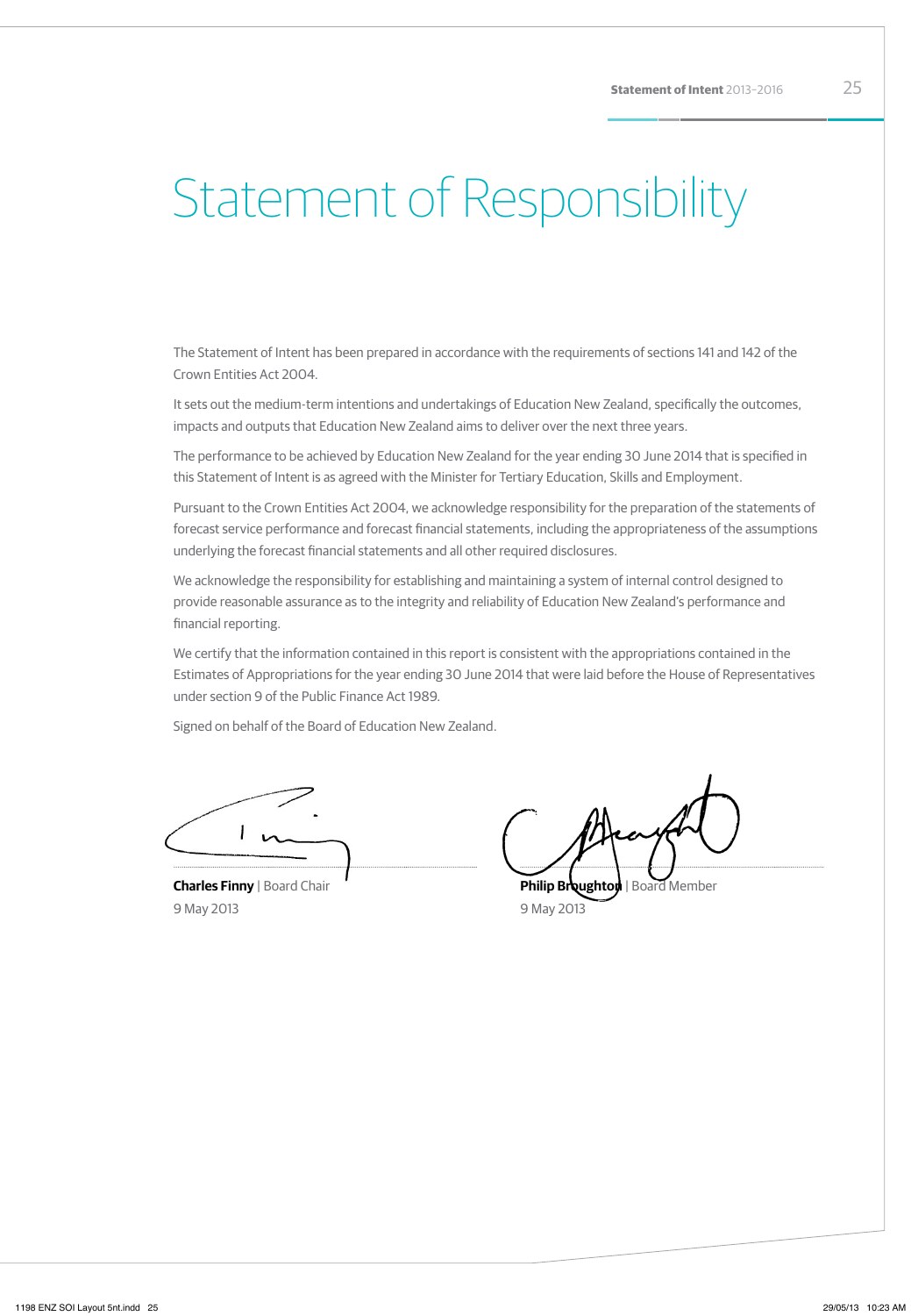# Statement of Responsibility

The Statement of Intent has been prepared in accordance with the requirements of sections 141 and 142 of the Crown Entities Act 2004.

It sets out the medium-term intentions and undertakings of Education New Zealand, specifically the outcomes, impacts and outputs that Education New Zealand aims to deliver over the next three years.

The performance to be achieved by Education New Zealand for the year ending 30 June 2014 that is specified in this Statement of Intent is as agreed with the Minister for Tertiary Education, Skills and Employment.

Pursuant to the Crown Entities Act 2004, we acknowledge responsibility for the preparation of the statements of forecast service performance and forecast financial statements, including the appropriateness of the assumptions underlying the forecast financial statements and all other required disclosures.

We acknowledge the responsibility for establishing and maintaining a system of internal control designed to provide reasonable assurance as to the integrity and reliability of Education New Zealand's performance and financial reporting.

We certify that the information contained in this report is consistent with the appropriations contained in the Estimates of Appropriations for the year ending 30 June 2014 that were laid before the House of Representatives under section 9 of the Public Finance Act 1989.

Signed on behalf of the Board of Education New Zealand.

**Charles Finny** | Board Chair
9 May 2013

**Philip Broughton** | Board Member
9 May 2013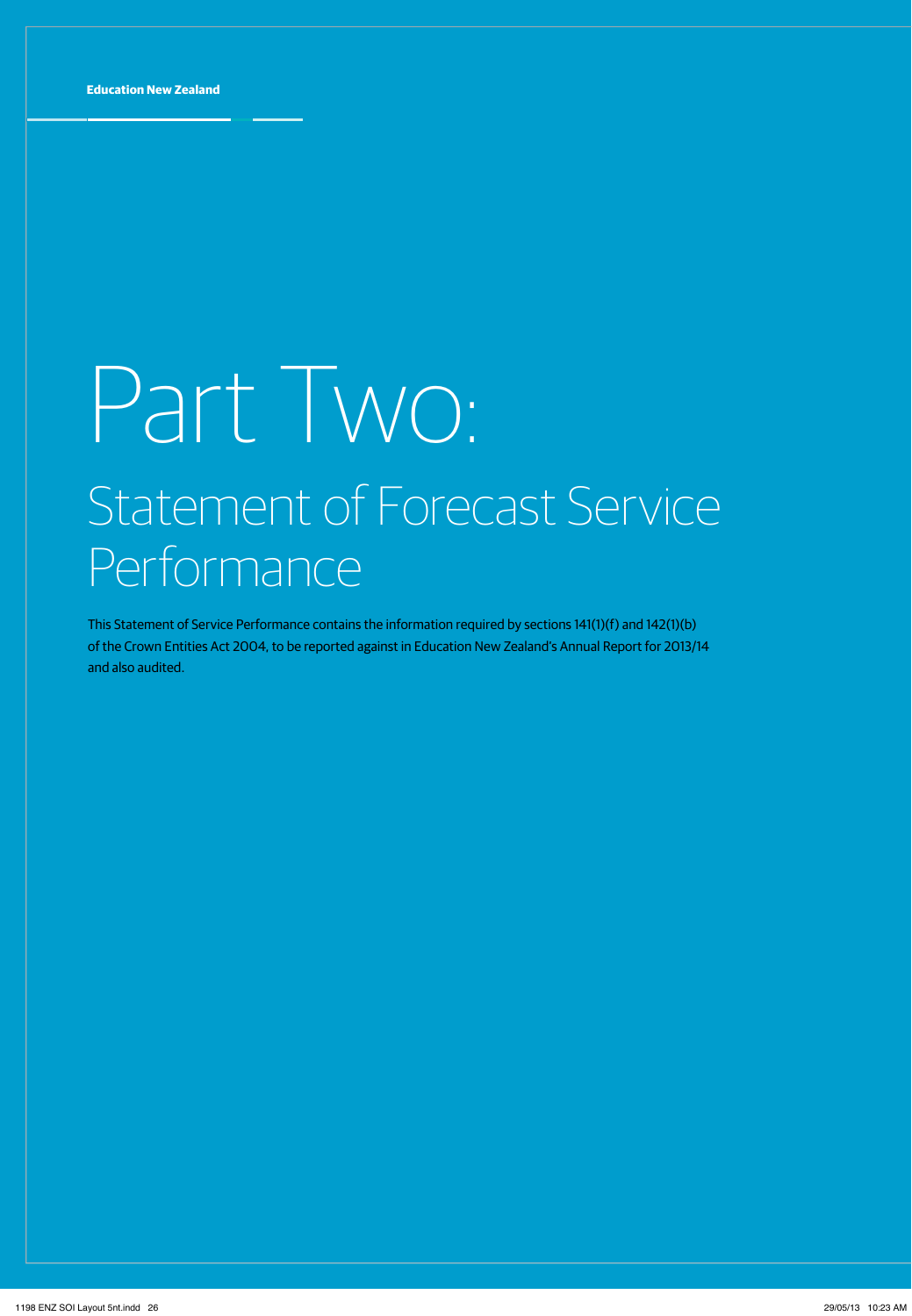# Part Two:

## Statement of Forecast Service Performance

This Statement of Service Performance contains the information required by sections 141(1)(f) and 142(1)(b) of the Crown Entities Act 2004, to be reported against in Education New Zealand's Annual Report for 2013/14 and also audited.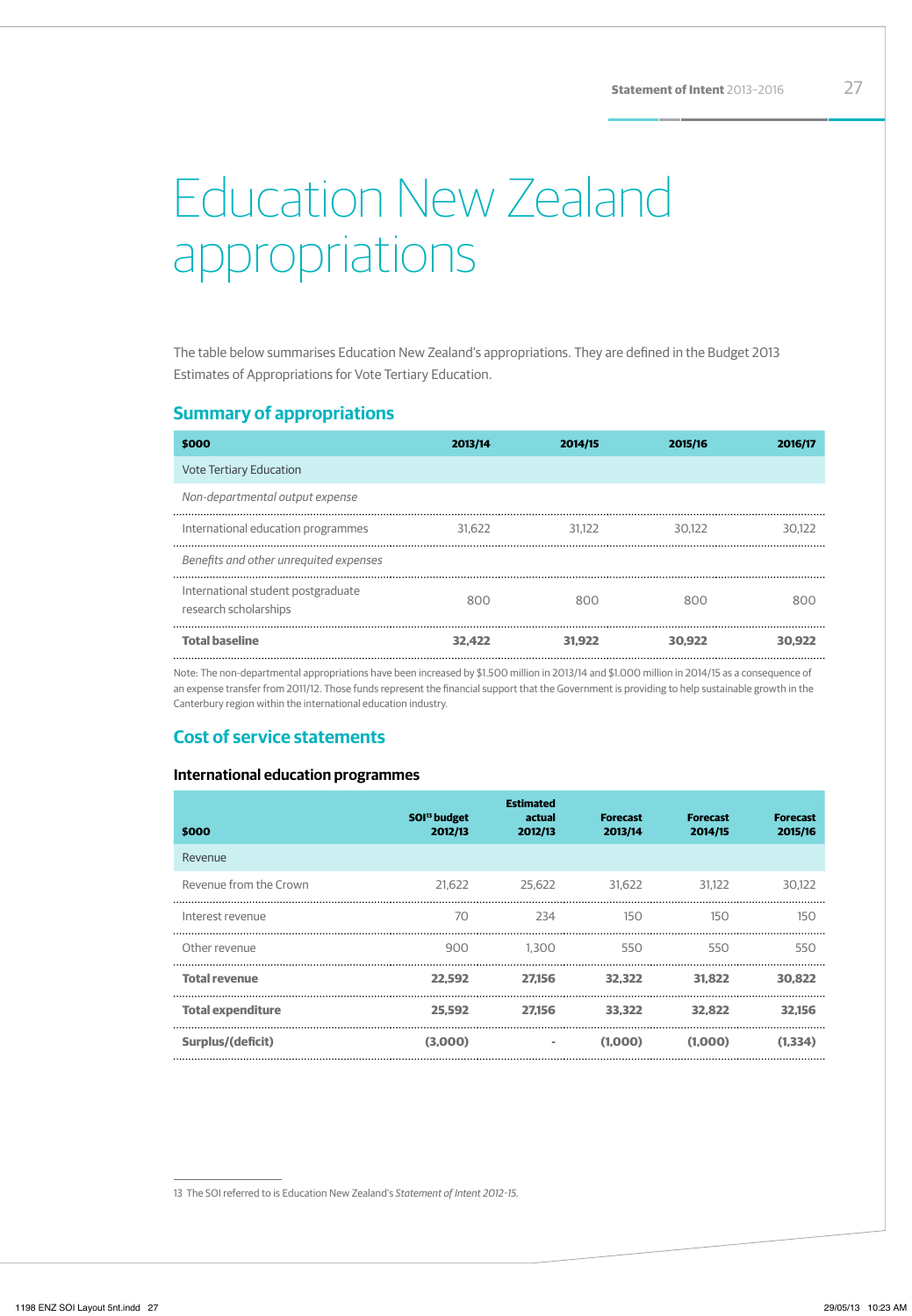// Education New Zealand appropriations

# Education New Zealand appropriations

The table below summarises Education New Zealand's appropriations. They are defined in the Budget 2013 Estimates of Appropriations for Vote Tertiary Education.

## Summary of appropriations

| $000 | 2013/14 | 2014/15 | 2015/16 | 2016/17 |
|---|---|---|---|---|
| Vote Tertiary Education | | | | |
| *Non-departmental output expense* | | | | |
| International education programmes | 31,622 | 31,122 | 30,122 | 30,122 |
| *Benefits and other unrequited expenses* | | | | |
| International student postgraduate research scholarships | 800 | 800 | 800 | 800 |
| **Total baseline** | **32,422** | **31,922** | **30,922** | **30,922** |

Note: The non-departmental appropriations have been increased by $1.500 million in 2013/14 and $1.000 million in 2014/15 as a consequence of an expense transfer from 2011/12. Those funds represent the financial support that the Government is providing to help sustainable growth in the Canterbury region within the international education industry.

## Cost of service statements

### International education programmes

| $000 | SOI[13] budget 2012/13 | Estimated actual 2012/13 | Forecast 2013/14 | Forecast 2014/15 | Forecast 2015/16 |
|---|---|---|---|---|---|
| Revenue | | | | | |
| Revenue from the Crown | 21,622 | 25,622 | 31,622 | 31,122 | 30,122 |
| Interest revenue | 70 | 234 | 150 | 150 | 150 |
| Other revenue | 900 | 1,300 | 550 | 550 | 550 |
| **Total revenue** | **22,592** | **27,156** | **32,322** | **31,822** | **30,822** |
| **Total expenditure** | **25,592** | **27,156** | **33,322** | **32,822** | **32,156** |
| **Surplus/(deficit)** | **(3,000)** | - | **(1,000)** | **(1,000)** | **(1,334)** |

13 The SOI referred to is Education New Zealand's *Statement of Intent 2012-15*.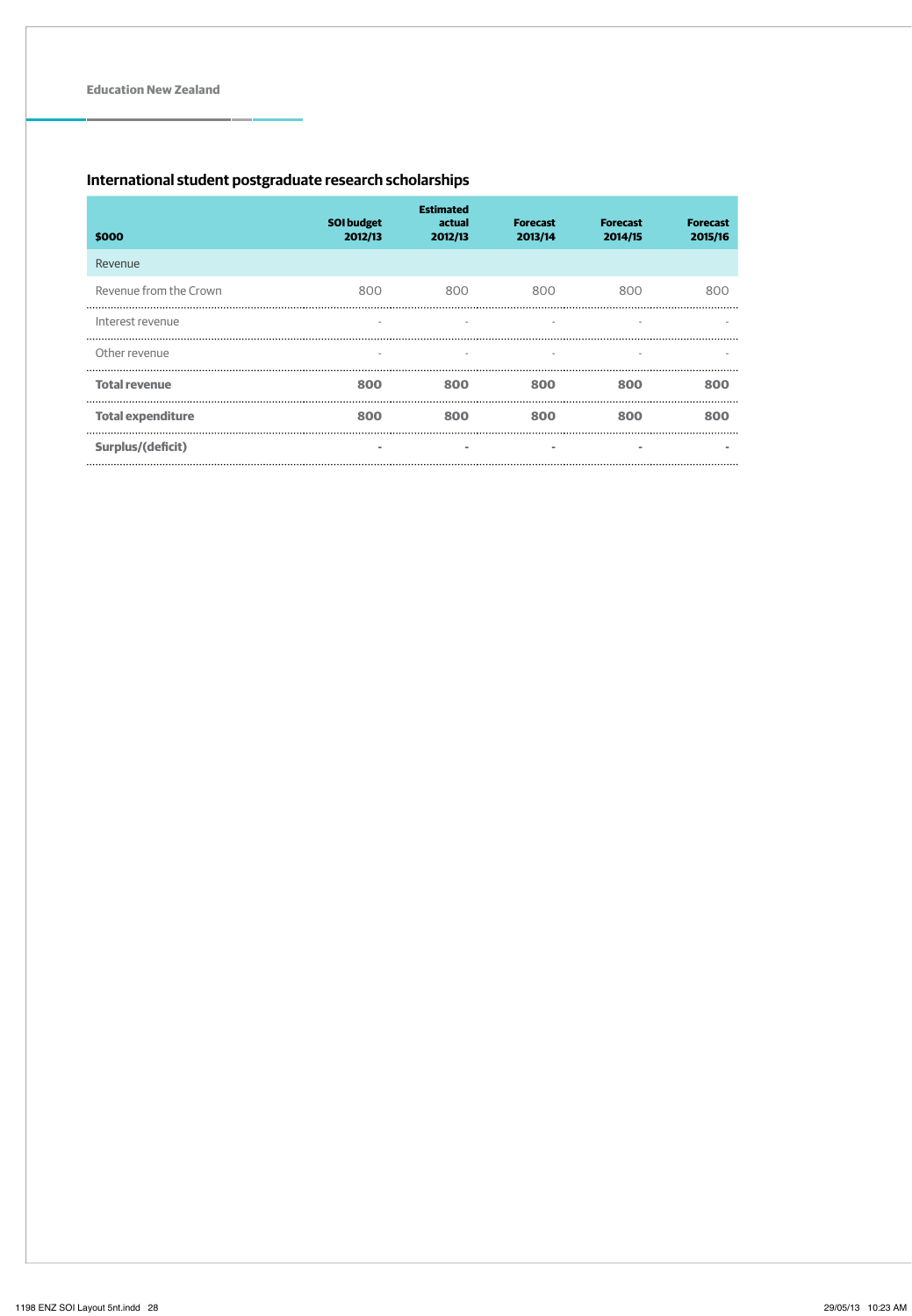## International student postgraduate research scholarships

| $000 | SOI budget 2012/13 | Estimated actual 2012/13 | Forecast 2013/14 | Forecast 2014/15 | Forecast 2015/16 |
|---|---|---|---|---|---|
| Revenue | | | | | |
| Revenue from the Crown | 800 | 800 | 800 | 800 | 800 |
| Interest revenue | - | - | - | - | - |
| Other revenue | - | - | - | - | - |
| **Total revenue** | **800** | **800** | **800** | **800** | **800** |
| **Total expenditure** | **800** | **800** | **800** | **800** | **800** |
| **Surplus/(deficit)** | **-** | **-** | **-** | **-** | **-** |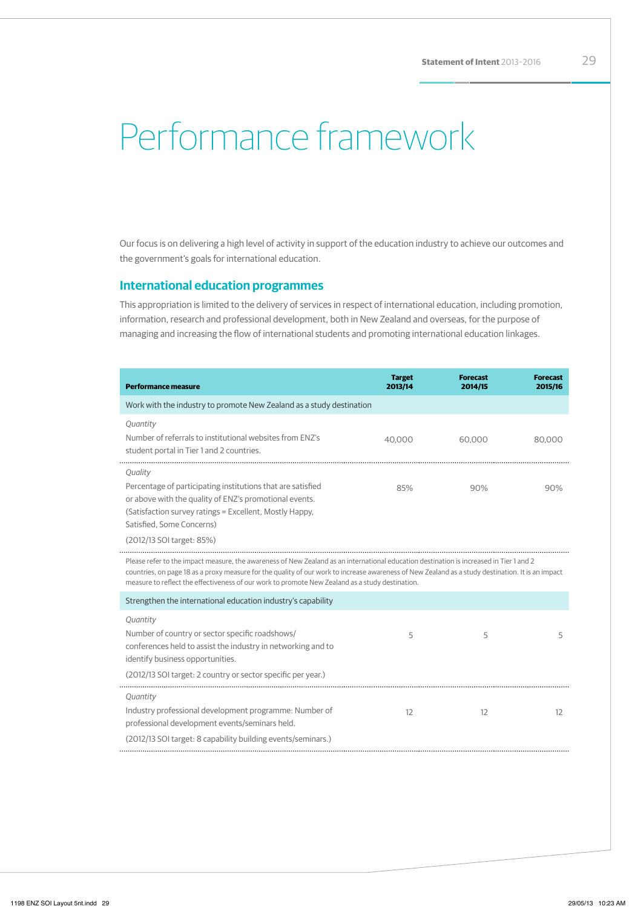# Performance framework

Our focus is on delivering a high level of activity in support of the education industry to achieve our outcomes and the government's goals for international education.

## International education programmes

This appropriation is limited to the delivery of services in respect of international education, including promotion, information, research and professional development, both in New Zealand and overseas, for the purpose of managing and increasing the flow of international students and promoting international education linkages.

| Performance measure | Target 2013/14 | Forecast 2014/15 | Forecast 2015/16 |
|---|---|---|---|
| Work with the industry to promote New Zealand as a study destination | | | |
| *Quantity*<br>Number of referrals to institutional websites from ENZ's student portal in Tier 1 and 2 countries. | 40,000 | 60,000 | 80,000 |
| *Quality*<br>Percentage of participating institutions that are satisfied or above with the quality of ENZ's promotional events. (Satisfaction survey ratings = Excellent, Mostly Happy, Satisfied, Some Concerns)<br>(2012/13 SOI target: 85%) | 85% | 90% | 90% |
| Please refer to the impact measure, the awareness of New Zealand as an international education destination is increased in Tier 1 and 2 countries, on page 18 as a proxy measure for the quality of our work to increase awareness of New Zealand as a study destination. It is an impact measure to reflect the effectiveness of our work to promote New Zealand as a study destination. | | | |
| Strengthen the international education industry's capability | | | |
| *Quantity*<br>Number of country or sector specific roadshows/ conferences held to assist the industry in networking and to identify business opportunities.<br>(2012/13 SOI target: 2 country or sector specific per year.) | 5 | 5 | 5 |
| *Quantity*<br>Industry professional development programme: Number of professional development events/seminars held.<br>(2012/13 SOI target: 8 capability building events/seminars.) | 12 | 12 | 12 |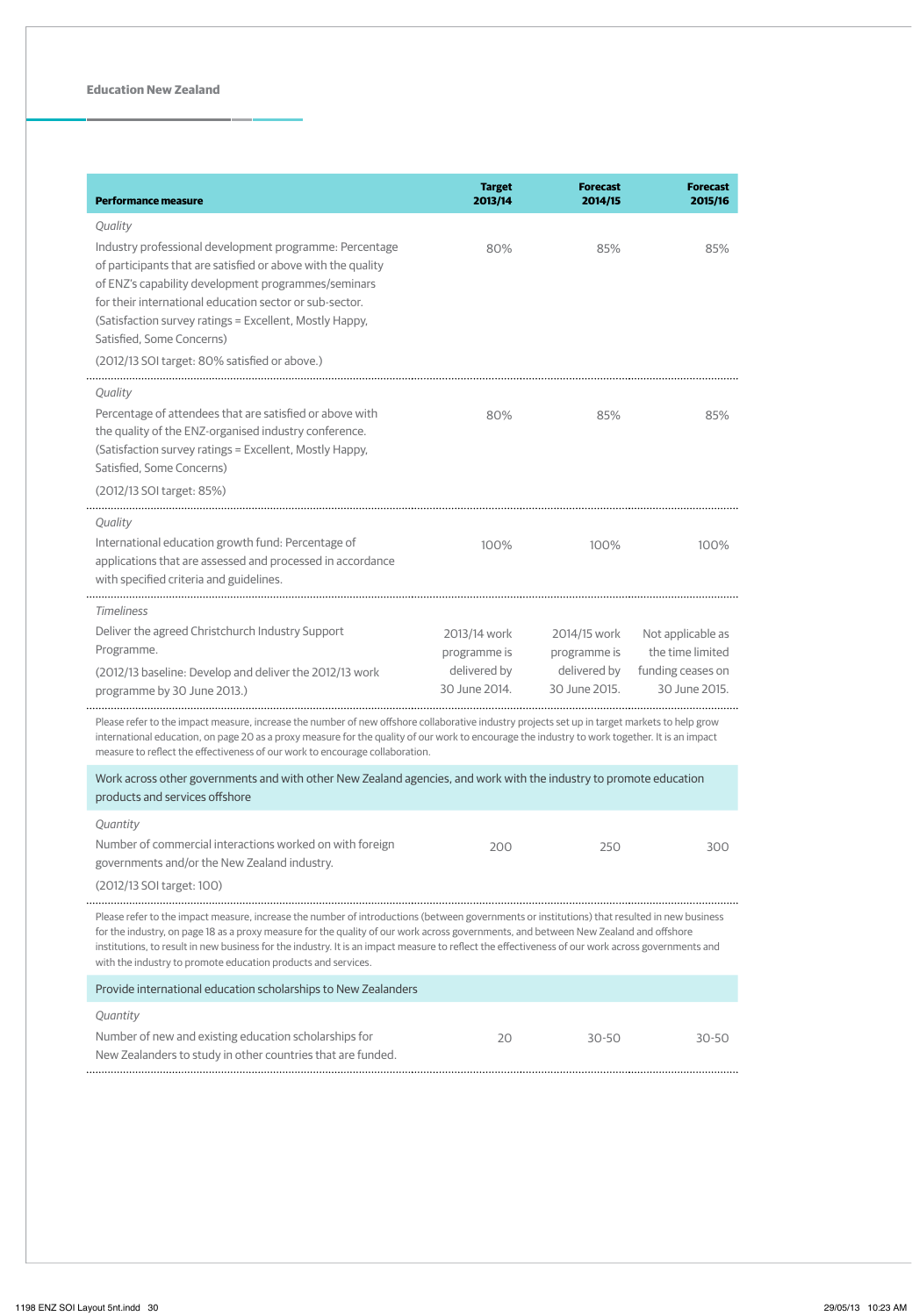| Performance measure | Target 2013/14 | Forecast 2014/15 | Forecast 2015/16 |
|---|---|---|---|
| *Quality*<br>Industry professional development programme: Percentage of participants that are satisfied or above with the quality of ENZ's capability development programmes/seminars for their international education sector or sub-sector. (Satisfaction survey ratings = Excellent, Mostly Happy, Satisfied, Some Concerns)<br>(2012/13 SOI target: 80% satisfied or above.) | 80% | 85% | 85% |
| *Quality*<br>Percentage of attendees that are satisfied or above with the quality of the ENZ-organised industry conference. (Satisfaction survey ratings = Excellent, Mostly Happy, Satisfied, Some Concerns)<br>(2012/13 SOI target: 85%) | 80% | 85% | 85% |
| *Quality*<br>International education growth fund: Percentage of applications that are assessed and processed in accordance with specified criteria and guidelines. | 100% | 100% | 100% |
| *Timeliness*<br>Deliver the agreed Christchurch Industry Support Programme.<br>(2012/13 baseline: Develop and deliver the 2012/13 work programme by 30 June 2013.) | 2013/14 work programme is delivered by 30 June 2014. | 2014/15 work programme is delivered by 30 June 2015. | Not applicable as the time limited funding ceases on 30 June 2015. |

Please refer to the impact measure, increase the number of new offshore collaborative industry projects set up in target markets to help grow international education, on page 20 as a proxy measure for the quality of our work to encourage the industry to work together. It is an impact measure to reflect the effectiveness of our work to encourage collaboration.

**Work across other governments and with other New Zealand agencies, and work with the industry to promote education products and services offshore**

| Performance measure | Target 2013/14 | Forecast 2014/15 | Forecast 2015/16 |
|---|---|---|---|
| *Quantity*<br>Number of commercial interactions worked on with foreign governments and/or the New Zealand industry.<br>(2012/13 SOI target: 100) | 200 | 250 | 300 |

Please refer to the impact measure, increase the number of introductions (between governments or institutions) that resulted in new business for the industry, on page 18 as a proxy measure for the quality of our work across governments, and between New Zealand and offshore institutions, to result in new business for the industry. It is an impact measure to reflect the effectiveness of our work across governments and with the industry to promote education products and services.

**Provide international education scholarships to New Zealanders**

| Performance measure | Target 2013/14 | Forecast 2014/15 | Forecast 2015/16 |
|---|---|---|---|
| *Quantity*<br>Number of new and existing education scholarships for New Zealanders to study in other countries that are funded. | 20 | 30-50 | 30-50 |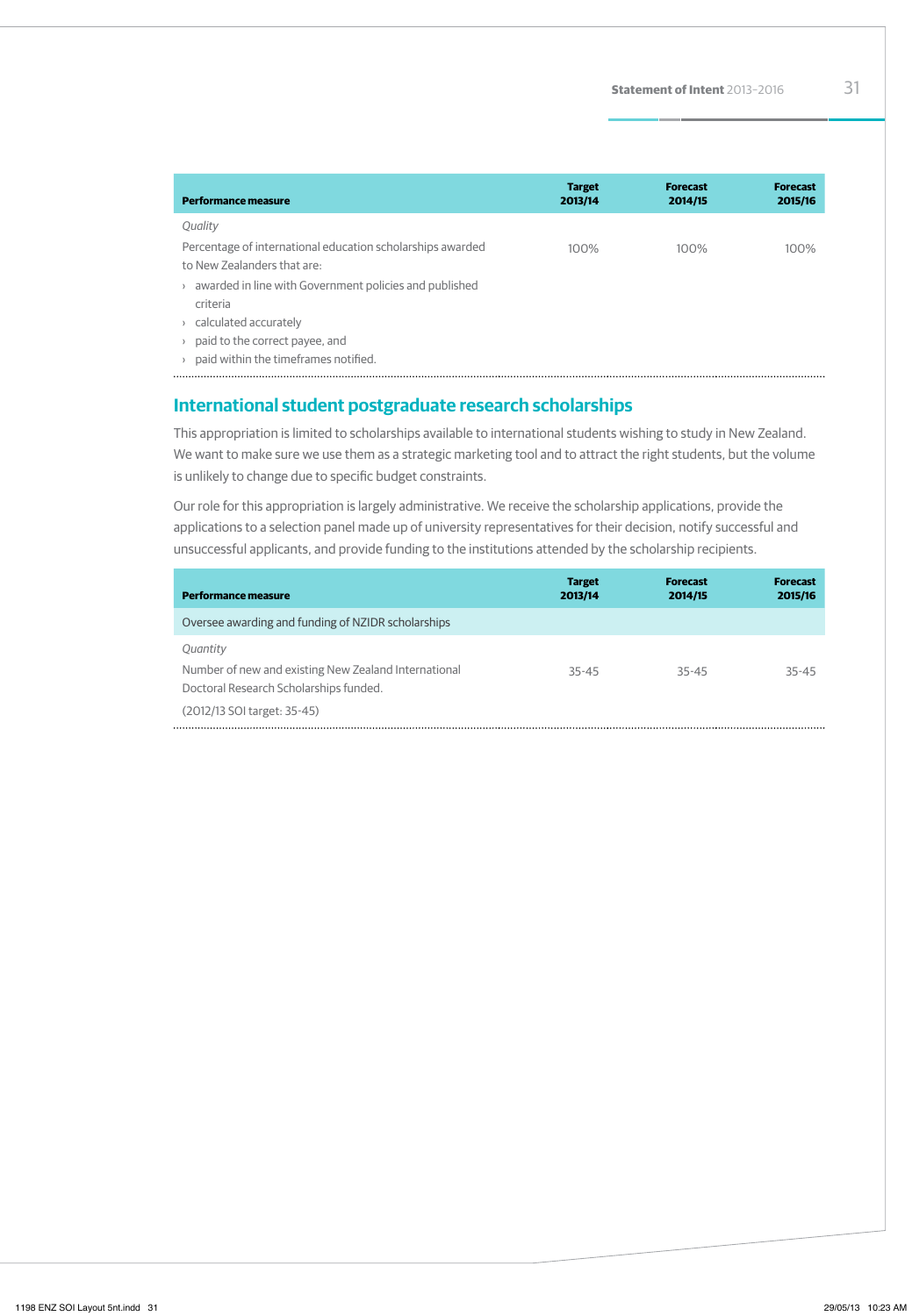| Performance measure | Target 2013/14 | Forecast 2014/15 | Forecast 2015/16 |
|---|---|---|---|
| *Quality* | | | |
| Percentage of international education scholarships awarded to New Zealanders that are:<br>› awarded in line with Government policies and published criteria<br>› calculated accurately<br>› paid to the correct payee, and<br>› paid within the timeframes notified. | 100% | 100% | 100% |

## International student postgraduate research scholarships

This appropriation is limited to scholarships available to international students wishing to study in New Zealand. We want to make sure we use them as a strategic marketing tool and to attract the right students, but the volume is unlikely to change due to specific budget constraints.

Our role for this appropriation is largely administrative. We receive the scholarship applications, provide the applications to a selection panel made up of university representatives for their decision, notify successful and unsuccessful applicants, and provide funding to the institutions attended by the scholarship recipients.

| Performance measure | Target 2013/14 | Forecast 2014/15 | Forecast 2015/16 |
|---|---|---|---|
| Oversee awarding and funding of NZIDR scholarships | | | |
| *Quantity* | | | |
| Number of new and existing New Zealand International Doctoral Research Scholarships funded.<br>(2012/13 SOI target: 35-45) | 35-45 | 35-45 | 35-45 |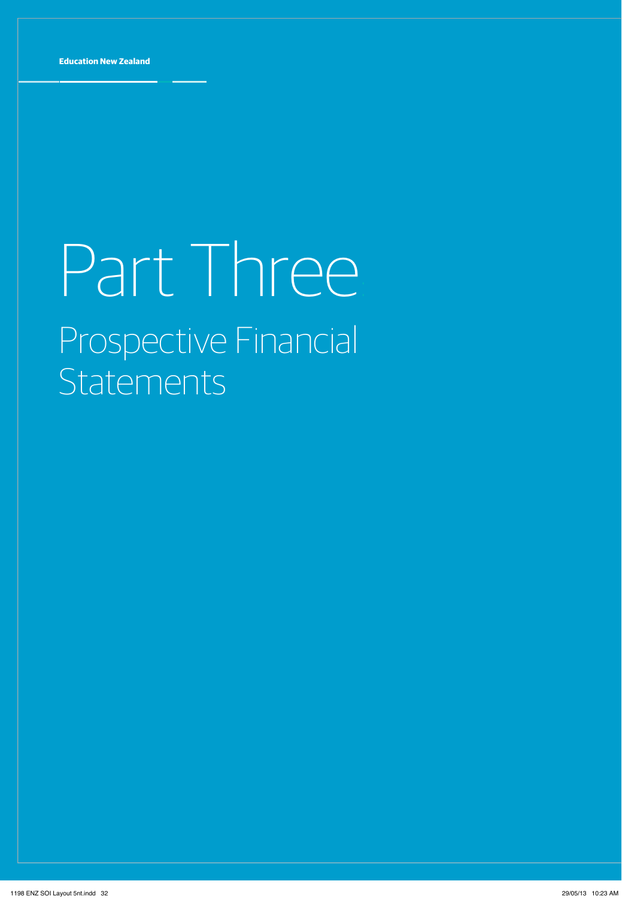# Part Three

## Prospective Financial Statements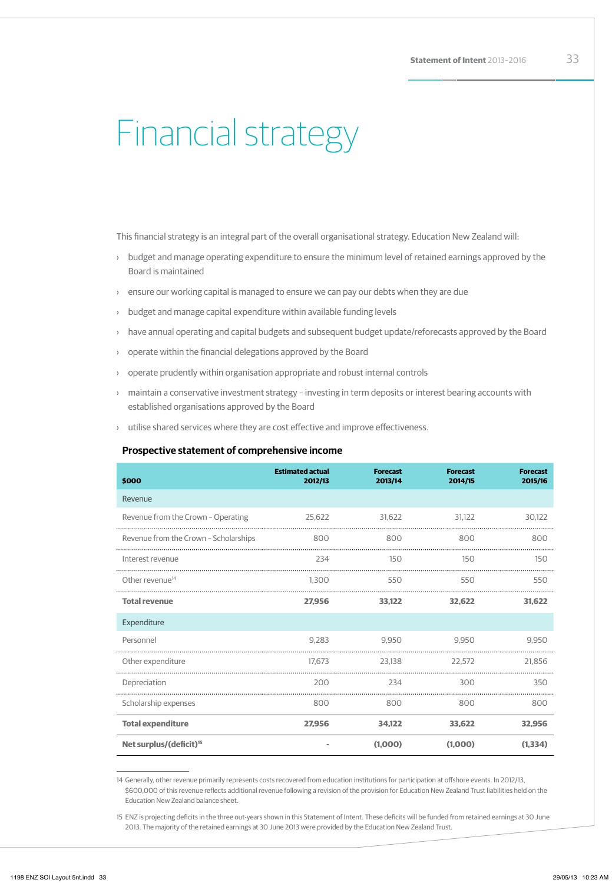# Financial strategy

This financial strategy is an integral part of the overall organisational strategy. Education New Zealand will:

- budget and manage operating expenditure to ensure the minimum level of retained earnings approved by the Board is maintained
- ensure our working capital is managed to ensure we can pay our debts when they are due
- budget and manage capital expenditure within available funding levels
- have annual operating and capital budgets and subsequent budget update/reforecasts approved by the Board
- operate within the financial delegations approved by the Board
- operate prudently within organisation appropriate and robust internal controls
- maintain a conservative investment strategy – investing in term deposits or interest bearing accounts with established organisations approved by the Board
- utilise shared services where they are cost effective and improve effectiveness.

### Prospective statement of comprehensive income

| $000 | Estimated actual 2012/13 | Forecast 2013/14 | Forecast 2014/15 | Forecast 2015/16 |
|---|---|---|---|---|
| Revenue | | | | |
| Revenue from the Crown – Operating | 25,622 | 31,622 | 31,122 | 30,122 |
| Revenue from the Crown – Scholarships | 800 | 800 | 800 | 800 |
| Interest revenue | 234 | 150 | 150 | 150 |
| Other revenue[14] | 1,300 | 550 | 550 | 550 |
| **Total revenue** | **27,956** | **33,122** | **32,622** | **31,622** |
| Expenditure | | | | |
| Personnel | 9,283 | 9,950 | 9,950 | 9,950 |
| Other expenditure | 17,673 | 23,138 | 22,572 | 21,856 |
| Depreciation | 200 | 234 | 300 | 350 |
| Scholarship expenses | 800 | 800 | 800 | 800 |
| **Total expenditure** | **27,956** | **34,122** | **33,622** | **32,956** |
| **Net surplus/(deficit)[15]** | - | **(1,000)** | **(1,000)** | **(1,334)** |

14 Generally, other revenue primarily represents costs recovered from education institutions for participation at offshore events. In 2012/13, $600,000 of this revenue reflects additional revenue following a revision of the provision for Education New Zealand Trust liabilities held on the Education New Zealand balance sheet.

15 ENZ is projecting deficits in the three out-years shown in this Statement of Intent. These deficits will be funded from retained earnings at 30 June 2013. The majority of the retained earnings at 30 June 2013 were provided by the Education New Zealand Trust.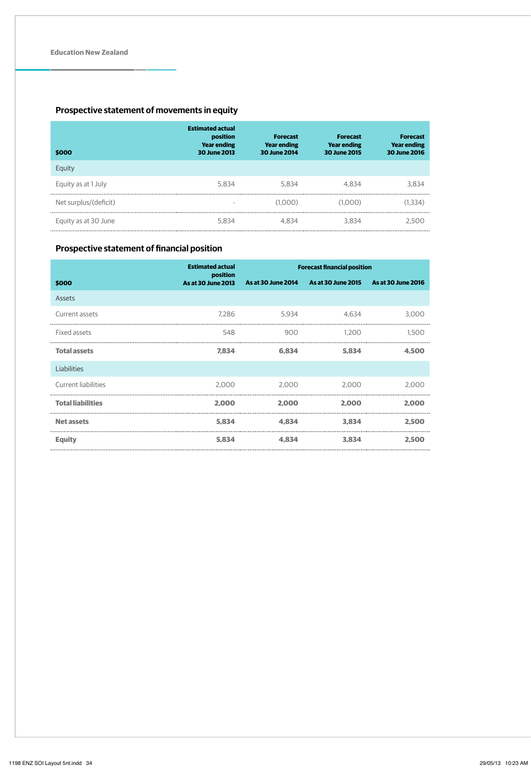## Prospective statement of movements in equity

| $000 | Estimated actual position Year ending 30 June 2013 | Forecast Year ending 30 June 2014 | Forecast Year ending 30 June 2015 | Forecast Year ending 30 June 2016 |
|---|---|---|---|---|
| Equity | | | | |
| Equity as at 1 July | 5,834 | 5,834 | 4,834 | 3,834 |
| Net surplus/(deficit) | - | (1,000) | (1,000) | (1,334) |
| Equity as at 30 June | 5,834 | 4,834 | 3,834 | 2,500 |

## Prospective statement of financial position

| | Estimated actual position | Forecast financial position | | |
|---|---|---|---|---|
| $000 | As at 30 June 2013 | As at 30 June 2014 | As at 30 June 2015 | As at 30 June 2016 |
| Assets | | | | |
| Current assets | 7,286 | 5,934 | 4,634 | 3,000 |
| Fixed assets | 548 | 900 | 1,200 | 1,500 |
| **Total assets** | **7,834** | **6,834** | **5,834** | **4,500** |
| Liabilities | | | | |
| Current liabilities | 2,000 | 2,000 | 2,000 | 2,000 |
| **Total liabilities** | **2,000** | **2,000** | **2,000** | **2,000** |
| **Net assets** | **5,834** | **4,834** | **3,834** | **2,500** |
| **Equity** | **5,834** | **4,834** | **3,834** | **2,500** |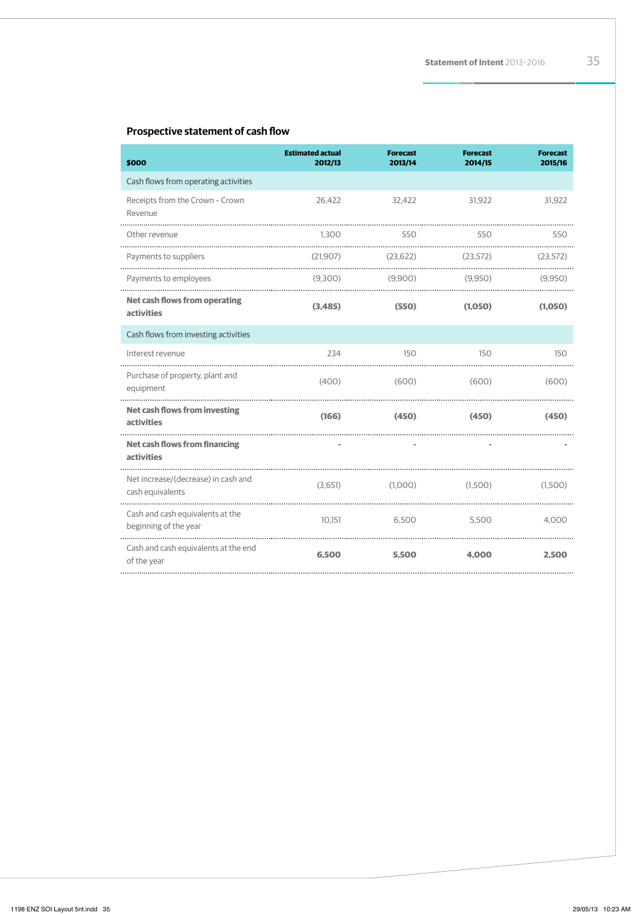## Prospective statement of cash flow

| $000 | Estimated actual 2012/13 | Forecast 2013/14 | Forecast 2014/15 | Forecast 2015/16 |
|---|---|---|---|---|
| Cash flows from operating activities | | | | |
| Receipts from the Crown – Crown Revenue | 26,422 | 32,422 | 31,922 | 31,922 |
| Other revenue | 1,300 | 550 | 550 | 550 |
| Payments to suppliers | (21,907) | (23,622) | (23,572) | (23,572) |
| Payments to employees | (9,300) | (9,900) | (9,950) | (9,950) |
| **Net cash flows from operating activities** | **(3,485)** | **(550)** | **(1,050)** | **(1,050)** |
| Cash flows from investing activities | | | | |
| Interest revenue | 234 | 150 | 150 | 150 |
| Purchase of property, plant and equipment | (400) | (600) | (600) | (600) |
| **Net cash flows from investing activities** | **(166)** | **(450)** | **(450)** | **(450)** |
| **Net cash flows from financing activities** | - | - | - | - |
| Net increase/(decrease) in cash and cash equivalents | (3,651) | (1,000) | (1,500) | (1,500) |
| Cash and cash equivalents at the beginning of the year | 10,151 | 6,500 | 5,500 | 4,000 |
| Cash and cash equivalents at the end of the year | **6,500** | **5,500** | **4,000** | **2,500** |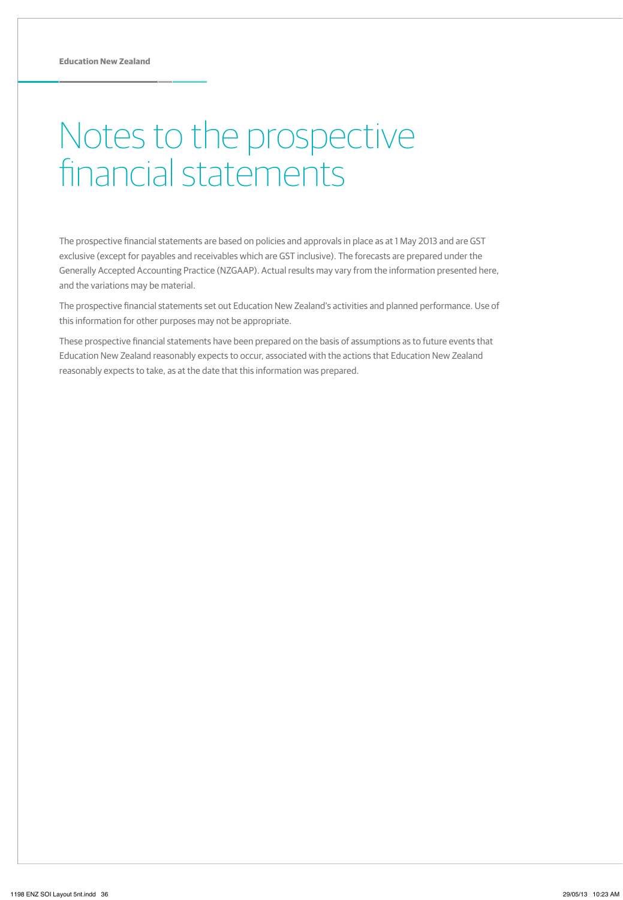# Notes to the prospective financial statements

The prospective financial statements are based on policies and approvals in place as at 1 May 2013 and are GST exclusive (except for payables and receivables which are GST inclusive). The forecasts are prepared under the Generally Accepted Accounting Practice (NZGAAP). Actual results may vary from the information presented here, and the variations may be material.

The prospective financial statements set out Education New Zealand's activities and planned performance. Use of this information for other purposes may not be appropriate.

These prospective financial statements have been prepared on the basis of assumptions as to future events that Education New Zealand reasonably expects to occur, associated with the actions that Education New Zealand reasonably expects to take, as at the date that this information was prepared.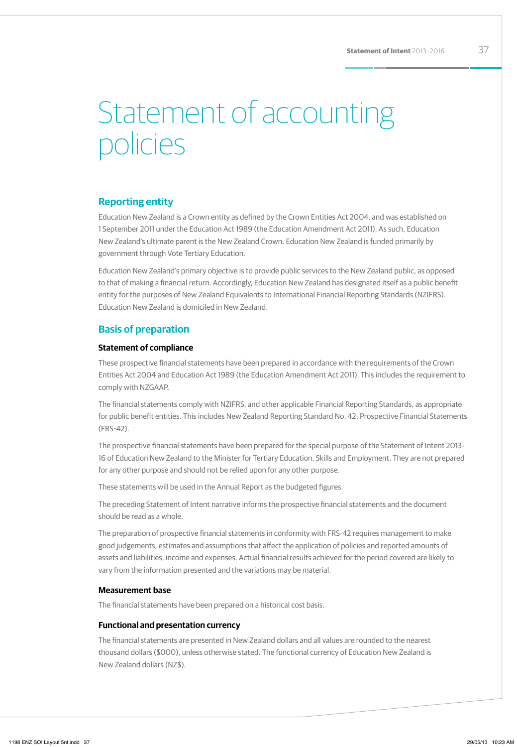# Statement of accounting policies

## Reporting entity

Education New Zealand is a Crown entity as defined by the Crown Entities Act 2004, and was established on 1 September 2011 under the Education Act 1989 (the Education Amendment Act 2011). As such, Education New Zealand's ultimate parent is the New Zealand Crown. Education New Zealand is funded primarily by government through Vote Tertiary Education.

Education New Zealand's primary objective is to provide public services to the New Zealand public, as opposed to that of making a financial return. Accordingly, Education New Zealand has designated itself as a public benefit entity for the purposes of New Zealand Equivalents to International Financial Reporting Standards (NZIFRS). Education New Zealand is domiciled in New Zealand.

## Basis of preparation

### Statement of compliance

These prospective financial statements have been prepared in accordance with the requirements of the Crown Entities Act 2004 and Education Act 1989 (the Education Amendment Act 2011). This includes the requirement to comply with NZGAAP.

The financial statements comply with NZIFRS, and other applicable Financial Reporting Standards, as appropriate for public benefit entities. This includes New Zealand Reporting Standard No. 42: Prospective Financial Statements (FRS-42).

The prospective financial statements have been prepared for the special purpose of the Statement of Intent 2013-16 of Education New Zealand to the Minister for Tertiary Education, Skills and Employment. They are not prepared for any other purpose and should not be relied upon for any other purpose.

These statements will be used in the Annual Report as the budgeted figures.

The preceding Statement of Intent narrative informs the prospective financial statements and the document should be read as a whole.

The preparation of prospective financial statements in conformity with FRS-42 requires management to make good judgements, estimates and assumptions that affect the application of policies and reported amounts of assets and liabilities, income and expenses. Actual financial results achieved for the period covered are likely to vary from the information presented and the variations may be material.

### Measurement base

The financial statements have been prepared on a historical cost basis.

### Functional and presentation currency

The financial statements are presented in New Zealand dollars and all values are rounded to the nearest thousand dollars ($000), unless otherwise stated. The functional currency of Education New Zealand is New Zealand dollars (NZ$).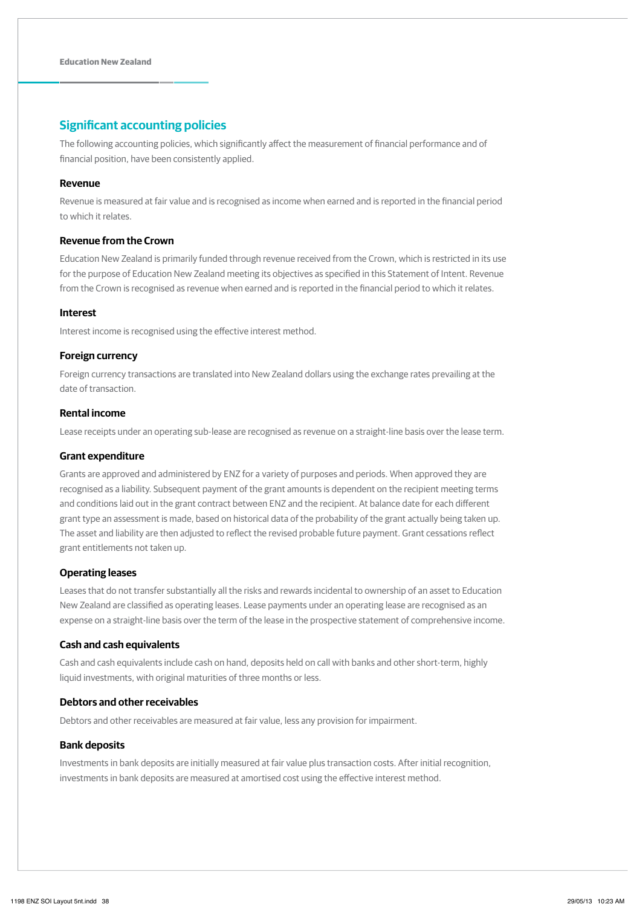## Significant accounting policies

The following accounting policies, which significantly affect the measurement of financial performance and of financial position, have been consistently applied.

### Revenue

Revenue is measured at fair value and is recognised as income when earned and is reported in the financial period to which it relates.

### Revenue from the Crown

Education New Zealand is primarily funded through revenue received from the Crown, which is restricted in its use for the purpose of Education New Zealand meeting its objectives as specified in this Statement of Intent. Revenue from the Crown is recognised as revenue when earned and is reported in the financial period to which it relates.

### Interest

Interest income is recognised using the effective interest method.

### Foreign currency

Foreign currency transactions are translated into New Zealand dollars using the exchange rates prevailing at the date of transaction.

### Rental income

Lease receipts under an operating sub-lease are recognised as revenue on a straight-line basis over the lease term.

### Grant expenditure

Grants are approved and administered by ENZ for a variety of purposes and periods. When approved they are recognised as a liability. Subsequent payment of the grant amounts is dependent on the recipient meeting terms and conditions laid out in the grant contract between ENZ and the recipient. At balance date for each different grant type an assessment is made, based on historical data of the probability of the grant actually being taken up. The asset and liability are then adjusted to reflect the revised probable future payment. Grant cessations reflect grant entitlements not taken up.

### Operating leases

Leases that do not transfer substantially all the risks and rewards incidental to ownership of an asset to Education New Zealand are classified as operating leases. Lease payments under an operating lease are recognised as an expense on a straight-line basis over the term of the lease in the prospective statement of comprehensive income.

### Cash and cash equivalents

Cash and cash equivalents include cash on hand, deposits held on call with banks and other short-term, highly liquid investments, with original maturities of three months or less.

### Debtors and other receivables

Debtors and other receivables are measured at fair value, less any provision for impairment.

### Bank deposits

Investments in bank deposits are initially measured at fair value plus transaction costs. After initial recognition, investments in bank deposits are measured at amortised cost using the effective interest method.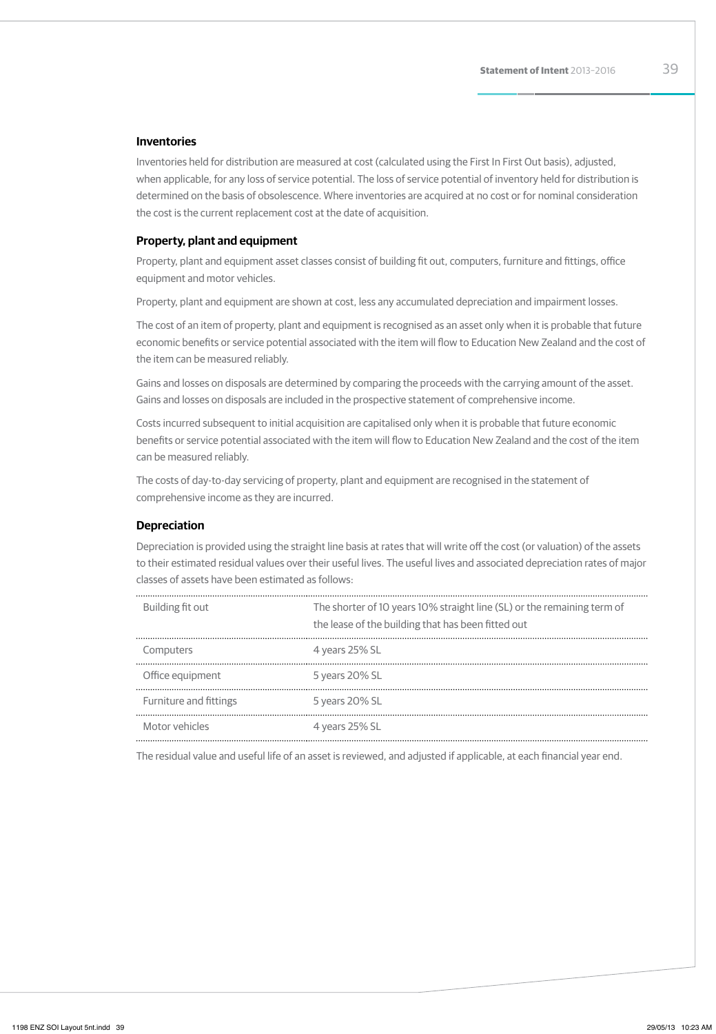### Inventories

Inventories held for distribution are measured at cost (calculated using the First In First Out basis), adjusted, when applicable, for any loss of service potential. The loss of service potential of inventory held for distribution is determined on the basis of obsolescence. Where inventories are acquired at no cost or for nominal consideration the cost is the current replacement cost at the date of acquisition.

### Property, plant and equipment

Property, plant and equipment asset classes consist of building fit out, computers, furniture and fittings, office equipment and motor vehicles.

Property, plant and equipment are shown at cost, less any accumulated depreciation and impairment losses.

The cost of an item of property, plant and equipment is recognised as an asset only when it is probable that future economic benefits or service potential associated with the item will flow to Education New Zealand and the cost of the item can be measured reliably.

Gains and losses on disposals are determined by comparing the proceeds with the carrying amount of the asset. Gains and losses on disposals are included in the prospective statement of comprehensive income.

Costs incurred subsequent to initial acquisition are capitalised only when it is probable that future economic benefits or service potential associated with the item will flow to Education New Zealand and the cost of the item can be measured reliably.

The costs of day-to-day servicing of property, plant and equipment are recognised in the statement of comprehensive income as they are incurred.

### Depreciation

Depreciation is provided using the straight line basis at rates that will write off the cost (or valuation) of the assets to their estimated residual values over their useful lives. The useful lives and associated depreciation rates of major classes of assets have been estimated as follows:

| | |
|---|---|
| Building fit out | The shorter of 10 years 10% straight line (SL) or the remaining term of the lease of the building that has been fitted out |
| Computers | 4 years 25% SL |
| Office equipment | 5 years 20% SL |
| Furniture and fittings | 5 years 20% SL |
| Motor vehicles | 4 years 25% SL |

The residual value and useful life of an asset is reviewed, and adjusted if applicable, at each financial year end.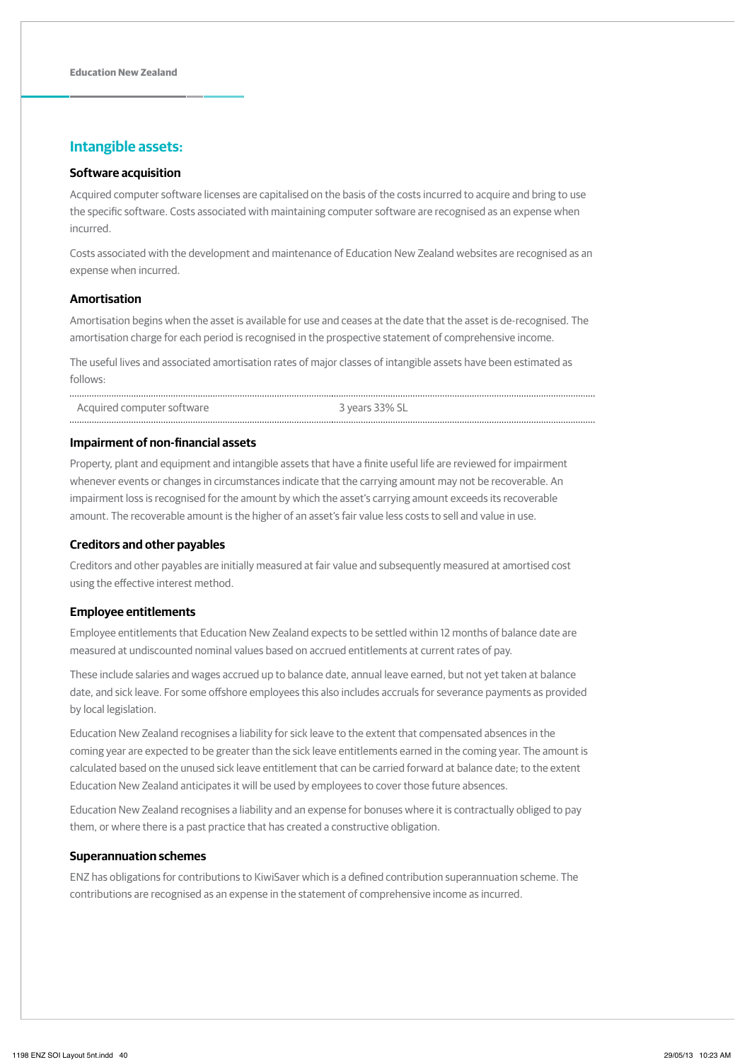## Intangible assets:

### Software acquisition

Acquired computer software licenses are capitalised on the basis of the costs incurred to acquire and bring to use the specific software. Costs associated with maintaining computer software are recognised as an expense when incurred.

Costs associated with the development and maintenance of Education New Zealand websites are recognised as an expense when incurred.

### Amortisation

Amortisation begins when the asset is available for use and ceases at the date that the asset is de-recognised. The amortisation charge for each period is recognised in the prospective statement of comprehensive income.

The useful lives and associated amortisation rates of major classes of intangible assets have been estimated as follows:

| | |
|---|---|
| Acquired computer software | 3 years 33% SL |

### Impairment of non-financial assets

Property, plant and equipment and intangible assets that have a finite useful life are reviewed for impairment whenever events or changes in circumstances indicate that the carrying amount may not be recoverable. An impairment loss is recognised for the amount by which the asset's carrying amount exceeds its recoverable amount. The recoverable amount is the higher of an asset's fair value less costs to sell and value in use.

### Creditors and other payables

Creditors and other payables are initially measured at fair value and subsequently measured at amortised cost using the effective interest method.

### Employee entitlements

Employee entitlements that Education New Zealand expects to be settled within 12 months of balance date are measured at undiscounted nominal values based on accrued entitlements at current rates of pay.

These include salaries and wages accrued up to balance date, annual leave earned, but not yet taken at balance date, and sick leave. For some offshore employees this also includes accruals for severance payments as provided by local legislation.

Education New Zealand recognises a liability for sick leave to the extent that compensated absences in the coming year are expected to be greater than the sick leave entitlements earned in the coming year. The amount is calculated based on the unused sick leave entitlement that can be carried forward at balance date; to the extent Education New Zealand anticipates it will be used by employees to cover those future absences.

Education New Zealand recognises a liability and an expense for bonuses where it is contractually obliged to pay them, or where there is a past practice that has created a constructive obligation.

### Superannuation schemes

ENZ has obligations for contributions to KiwiSaver which is a defined contribution superannuation scheme. The contributions are recognised as an expense in the statement of comprehensive income as incurred.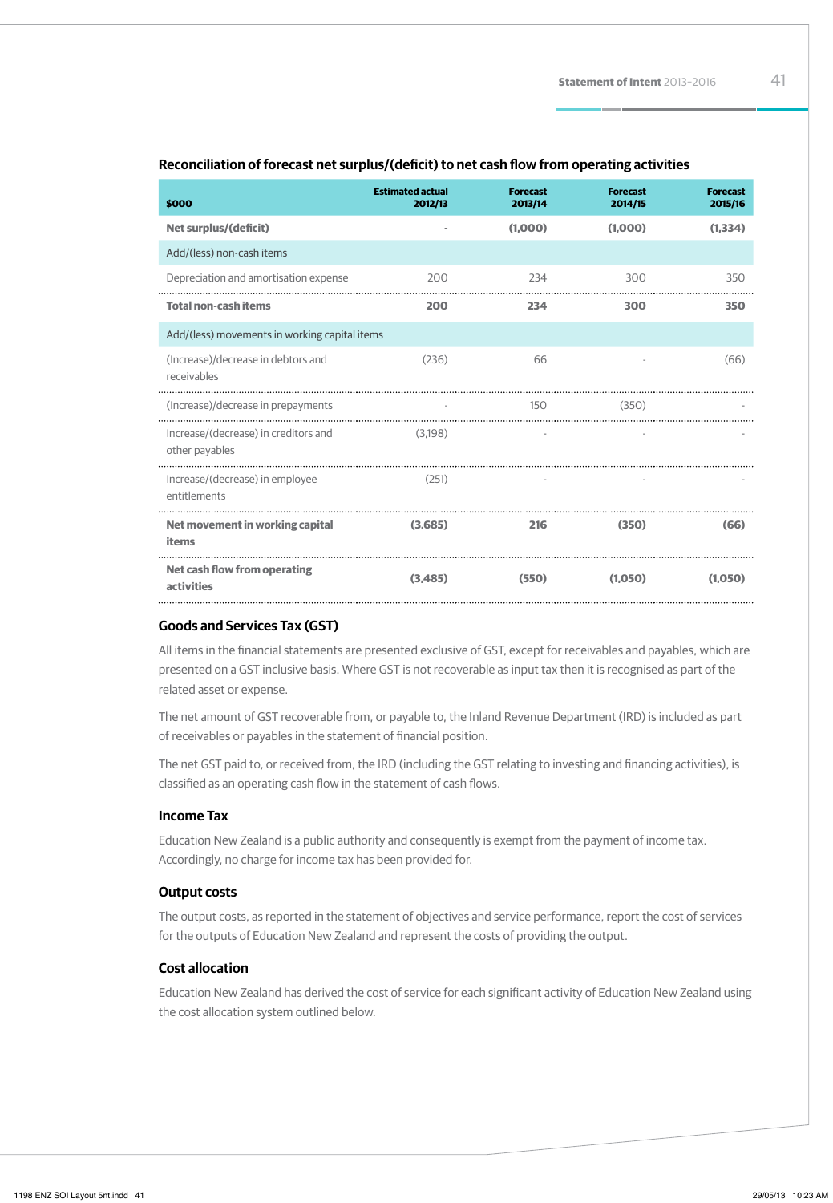## Reconciliation of forecast net surplus/(deficit) to net cash flow from operating activities

| $000 | Estimated actual 2012/13 | Forecast 2013/14 | Forecast 2014/15 | Forecast 2015/16 |
|---|---|---|---|---|
| **Net surplus/(deficit)** | **-** | **(1,000)** | **(1,000)** | **(1,334)** |
| Add/(less) non-cash items | | | | |
| Depreciation and amortisation expense | 200 | 234 | 300 | 350 |
| **Total non-cash items** | **200** | **234** | **300** | **350** |
| Add/(less) movements in working capital items | | | | |
| (Increase)/decrease in debtors and receivables | (236) | 66 | - | (66) |
| (Increase)/decrease in prepayments | - | 150 | (350) | - |
| Increase/(decrease) in creditors and other payables | (3,198) | - | - | - |
| Increase/(decrease) in employee entitlements | (251) | - | - | - |
| **Net movement in working capital items** | **(3,685)** | **216** | **(350)** | **(66)** |
| **Net cash flow from operating activities** | **(3,485)** | **(550)** | **(1,050)** | **(1,050)** |

### Goods and Services Tax (GST)

All items in the financial statements are presented exclusive of GST, except for receivables and payables, which are presented on a GST inclusive basis. Where GST is not recoverable as input tax then it is recognised as part of the related asset or expense.

The net amount of GST recoverable from, or payable to, the Inland Revenue Department (IRD) is included as part of receivables or payables in the statement of financial position.

The net GST paid to, or received from, the IRD (including the GST relating to investing and financing activities), is classified as an operating cash flow in the statement of cash flows.

### Income Tax

Education New Zealand is a public authority and consequently is exempt from the payment of income tax. Accordingly, no charge for income tax has been provided for.

### Output costs

The output costs, as reported in the statement of objectives and service performance, report the cost of services for the outputs of Education New Zealand and represent the costs of providing the output.

### Cost allocation

Education New Zealand has derived the cost of service for each significant activity of Education New Zealand using the cost allocation system outlined below.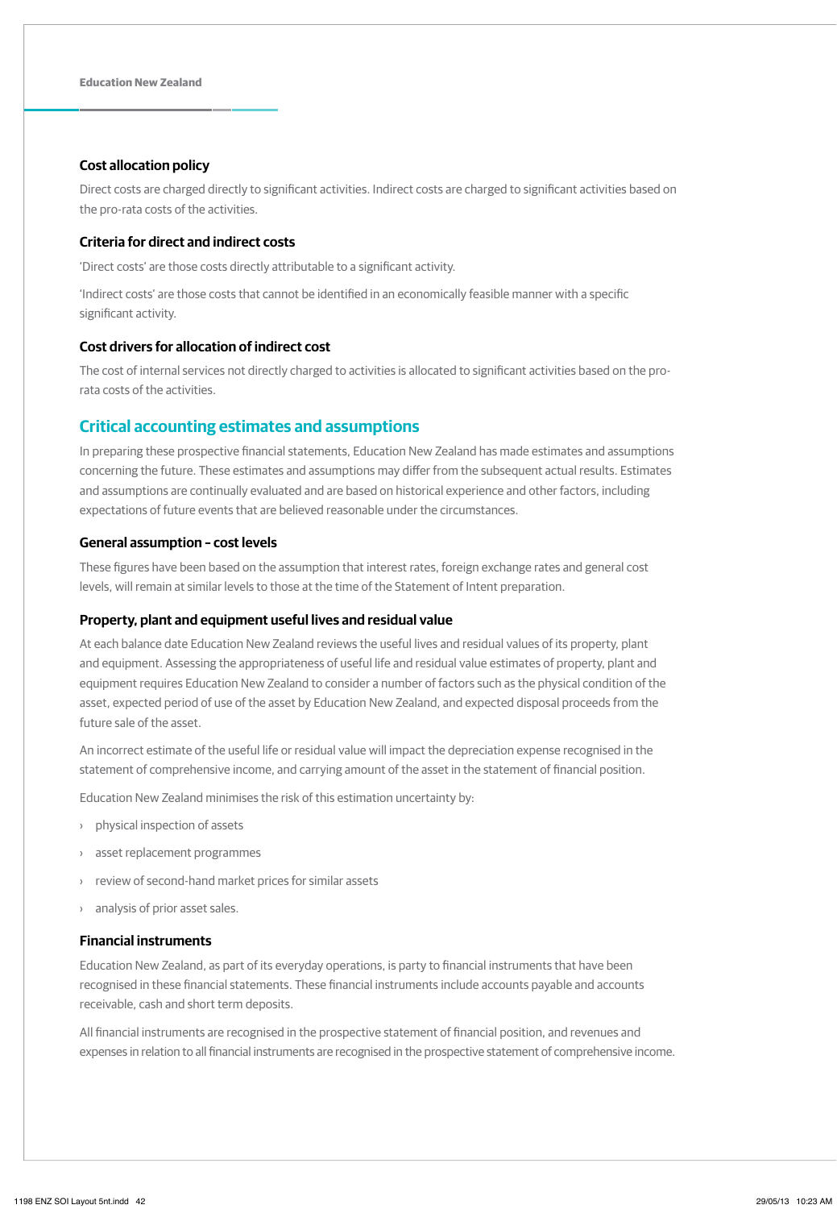### Cost allocation policy

Direct costs are charged directly to significant activities. Indirect costs are charged to significant activities based on the pro-rata costs of the activities.

### Criteria for direct and indirect costs

'Direct costs' are those costs directly attributable to a significant activity.

'Indirect costs' are those costs that cannot be identified in an economically feasible manner with a specific significant activity.

### Cost drivers for allocation of indirect cost

The cost of internal services not directly charged to activities is allocated to significant activities based on the pro-rata costs of the activities.

## Critical accounting estimates and assumptions

In preparing these prospective financial statements, Education New Zealand has made estimates and assumptions concerning the future. These estimates and assumptions may differ from the subsequent actual results. Estimates and assumptions are continually evaluated and are based on historical experience and other factors, including expectations of future events that are believed reasonable under the circumstances.

### General assumption – cost levels

These figures have been based on the assumption that interest rates, foreign exchange rates and general cost levels, will remain at similar levels to those at the time of the Statement of Intent preparation.

### Property, plant and equipment useful lives and residual value

At each balance date Education New Zealand reviews the useful lives and residual values of its property, plant and equipment. Assessing the appropriateness of useful life and residual value estimates of property, plant and equipment requires Education New Zealand to consider a number of factors such as the physical condition of the asset, expected period of use of the asset by Education New Zealand, and expected disposal proceeds from the future sale of the asset.

An incorrect estimate of the useful life or residual value will impact the depreciation expense recognised in the statement of comprehensive income, and carrying amount of the asset in the statement of financial position.

Education New Zealand minimises the risk of this estimation uncertainty by:

- physical inspection of assets
- asset replacement programmes
- review of second-hand market prices for similar assets
- analysis of prior asset sales.

### Financial instruments

Education New Zealand, as part of its everyday operations, is party to financial instruments that have been recognised in these financial statements. These financial instruments include accounts payable and accounts receivable, cash and short term deposits.

All financial instruments are recognised in the prospective statement of financial position, and revenues and expenses in relation to all financial instruments are recognised in the prospective statement of comprehensive income.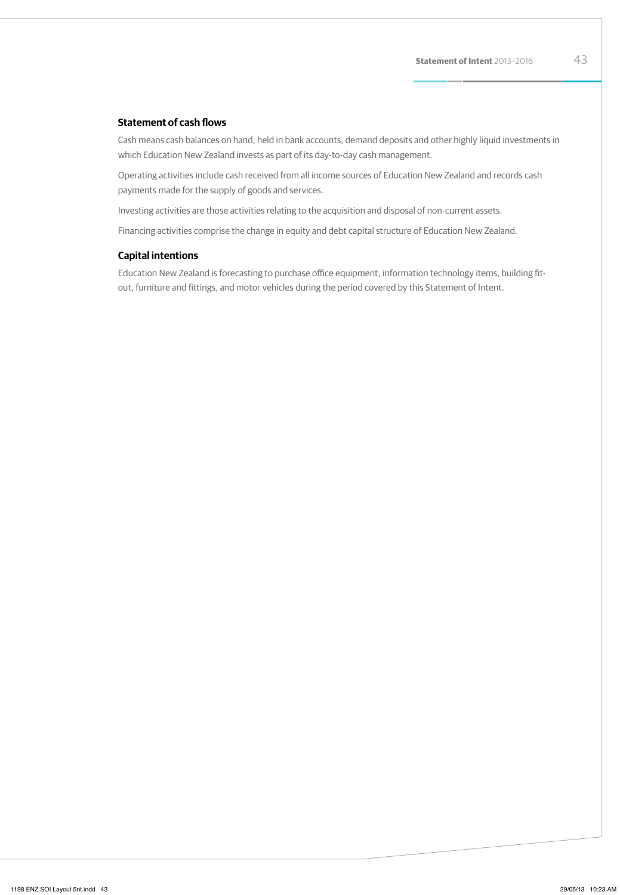### Statement of cash flows

Cash means cash balances on hand, held in bank accounts, demand deposits and other highly liquid investments in which Education New Zealand invests as part of its day-to-day cash management.

Operating activities include cash received from all income sources of Education New Zealand and records cash payments made for the supply of goods and services.

Investing activities are those activities relating to the acquisition and disposal of non-current assets.

Financing activities comprise the change in equity and debt capital structure of Education New Zealand.

### Capital intentions

Education New Zealand is forecasting to purchase office equipment, information technology items, building fit-out, furniture and fittings, and motor vehicles during the period covered by this Statement of Intent.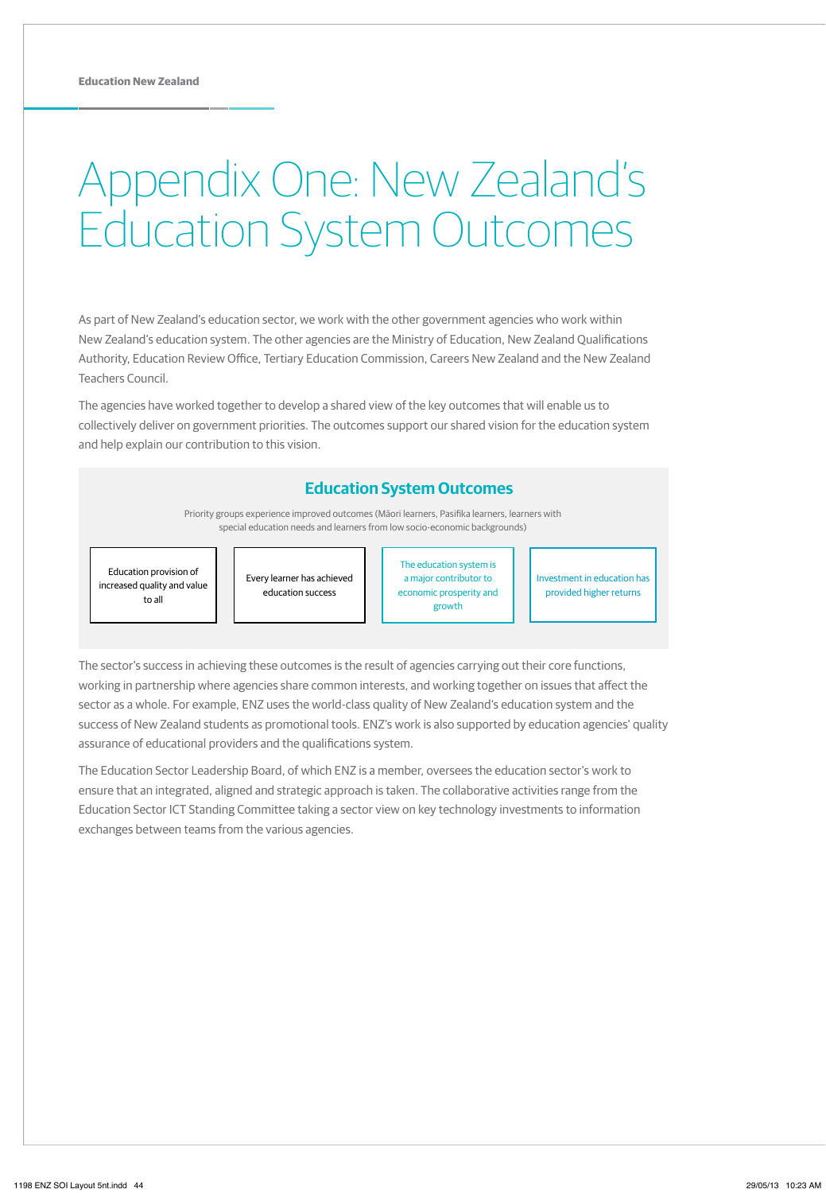# Appendix One: New Zealand's Education System Outcomes

As part of New Zealand's education sector, we work with the other government agencies who work within New Zealand's education system. The other agencies are the Ministry of Education, New Zealand Qualifications Authority, Education Review Office, Tertiary Education Commission, Careers New Zealand and the New Zealand Teachers Council.

The agencies have worked together to develop a shared view of the key outcomes that will enable us to collectively deliver on government priorities. The outcomes support our shared vision for the education system and help explain our contribution to this vision.

## Education System Outcomes

Priority groups experience improved outcomes (Māori learners, Pasifika learners, learners with special education needs and learners from low socio-economic backgrounds)

| Education provision of increased quality and value to all | Every learner has achieved education success | The education system is a major contributor to economic prosperity and growth | Investment in education has provided higher returns |
|---|---|---|---|

The sector's success in achieving these outcomes is the result of agencies carrying out their core functions, working in partnership where agencies share common interests, and working together on issues that affect the sector as a whole. For example, ENZ uses the world-class quality of New Zealand's education system and the success of New Zealand students as promotional tools. ENZ's work is also supported by education agencies' quality assurance of educational providers and the qualifications system.

The Education Sector Leadership Board, of which ENZ is a member, oversees the education sector's work to ensure that an integrated, aligned and strategic approach is taken. The collaborative activities range from the Education Sector ICT Standing Committee taking a sector view on key technology investments to information exchanges between teams from the various agencies.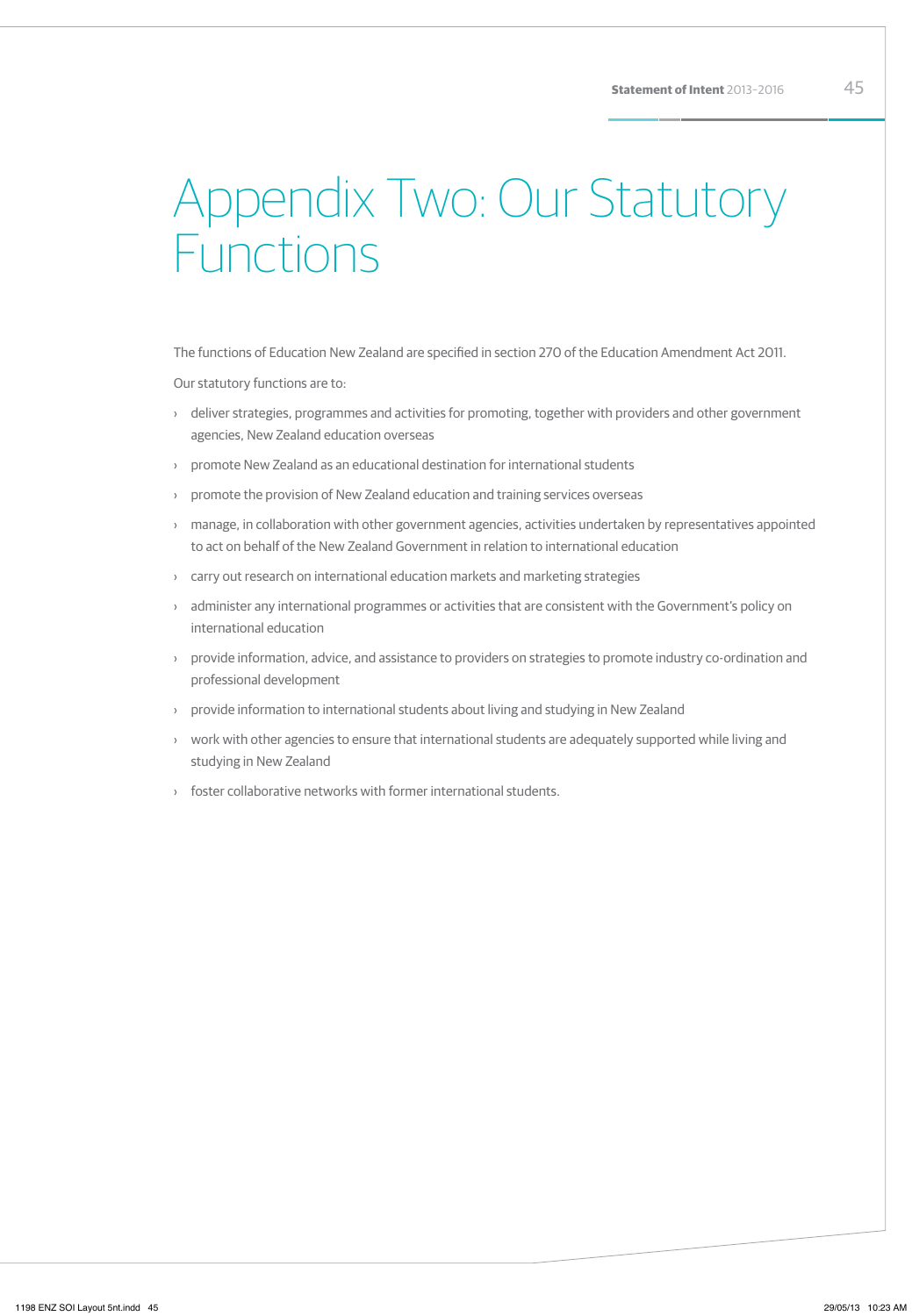# Appendix Two: Our Statutory Functions

The functions of Education New Zealand are specified in section 270 of the Education Amendment Act 2011.

Our statutory functions are to:

- deliver strategies, programmes and activities for promoting, together with providers and other government agencies, New Zealand education overseas
- promote New Zealand as an educational destination for international students
- promote the provision of New Zealand education and training services overseas
- manage, in collaboration with other government agencies, activities undertaken by representatives appointed to act on behalf of the New Zealand Government in relation to international education
- carry out research on international education markets and marketing strategies
- administer any international programmes or activities that are consistent with the Government's policy on international education
- provide information, advice, and assistance to providers on strategies to promote industry co-ordination and professional development
- provide information to international students about living and studying in New Zealand
- work with other agencies to ensure that international students are adequately supported while living and studying in New Zealand
- foster collaborative networks with former international students.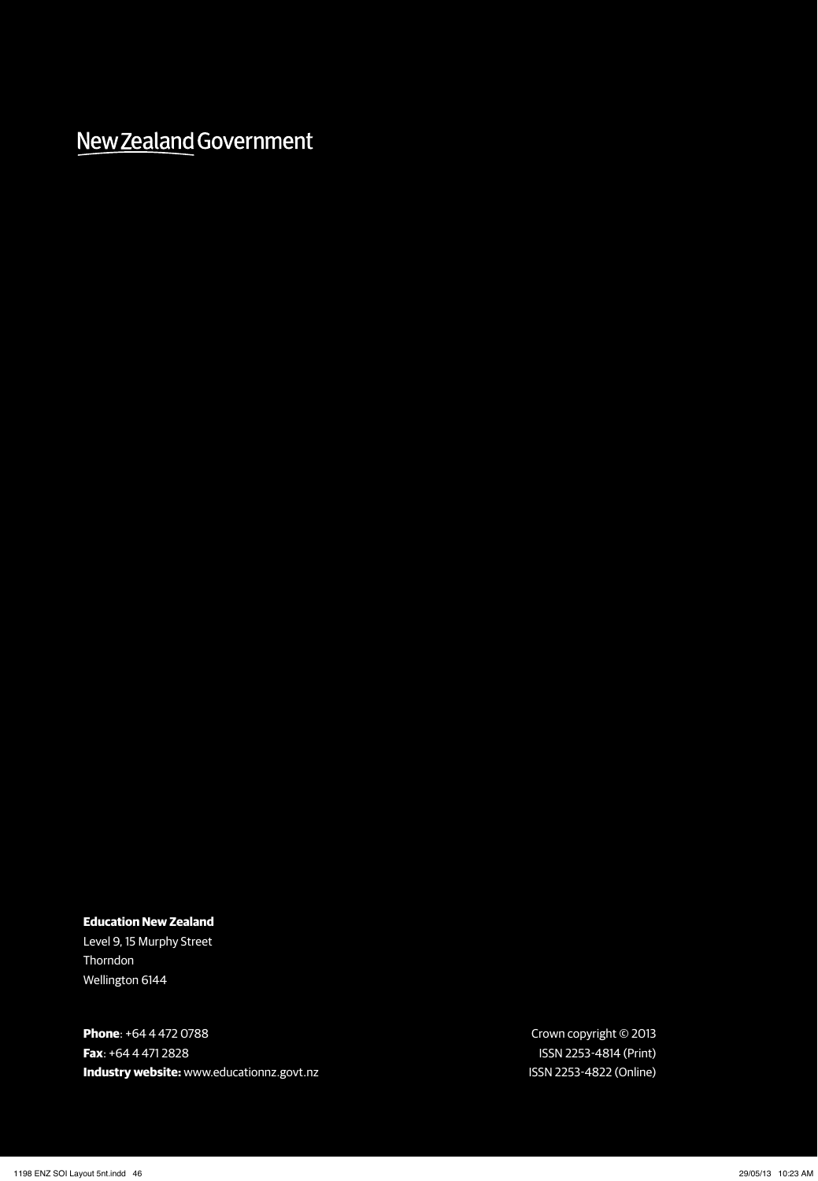New Zealand Government

**Education New Zealand**
Level 9, 15 Murphy Street
Thorndon
Wellington 6144

**Phone**: +64 4 472 0788
**Fax**: +64 4 471 2828
**Industry website:** www.educationnz.govt.nz

Crown copyright © 2013
ISSN 2253-4814 (Print)
ISSN 2253-4822 (Online)